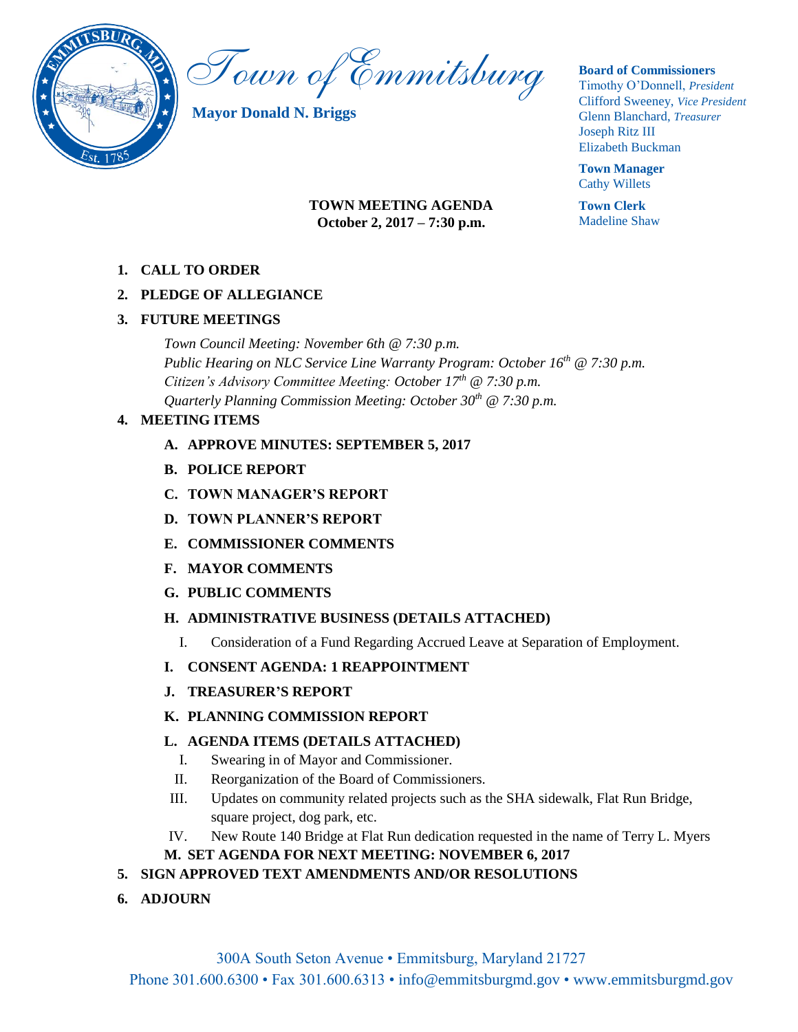# Town of Emmitsburg

**Mayor Donald N. Briggs**

**Board of Commissioners**
Timothy O'Donnell, *President*
Clifford Sweeney, *Vice President*
Glenn Blanchard, *Treasurer*
Joseph Ritz III
Elizabeth Buckman

**Town Manager**
Cathy Willets

**Town Clerk**
Madeline Shaw

**TOWN MEETING AGENDA**
**October 2, 2017 – 7:30 p.m.**

1. **CALL TO ORDER**
2. **PLEDGE OF ALLEGIANCE**
3. **FUTURE MEETINGS**

   *Town Council Meeting: November 6th @ 7:30 p.m.*
   *Public Hearing on NLC Service Line Warranty Program: October 16th @ 7:30 p.m.*
   *Citizen's Advisory Committee Meeting: October 17th @ 7:30 p.m.*
   *Quarterly Planning Commission Meeting: October 30th @ 7:30 p.m.*

4. **MEETING ITEMS**
   - **A. APPROVE MINUTES: SEPTEMBER 5, 2017**
   - **B. POLICE REPORT**
   - **C. TOWN MANAGER'S REPORT**
   - **D. TOWN PLANNER'S REPORT**
   - **E. COMMISSIONER COMMENTS**
   - **F. MAYOR COMMENTS**
   - **G. PUBLIC COMMENTS**
   - **H. ADMINISTRATIVE BUSINESS (DETAILS ATTACHED)**
     - I. Consideration of a Fund Regarding Accrued Leave at Separation of Employment.
   - **I. CONSENT AGENDA: 1 REAPPOINTMENT**
   - **J. TREASURER'S REPORT**
   - **K. PLANNING COMMISSION REPORT**
   - **L. AGENDA ITEMS (DETAILS ATTACHED)**
     - I. Swearing in of Mayor and Commissioner.
     - II. Reorganization of the Board of Commissioners.
     - III. Updates on community related projects such as the SHA sidewalk, Flat Run Bridge, square project, dog park, etc.
     - IV. New Route 140 Bridge at Flat Run dedication requested in the name of Terry L. Myers
   - **M. SET AGENDA FOR NEXT MEETING: NOVEMBER 6, 2017**
5. **SIGN APPROVED TEXT AMENDMENTS AND/OR RESOLUTIONS**
6. **ADJOURN**

300A South Seton Avenue • Emmitsburg, Maryland 21727
Phone 301.600.6300 • Fax 301.600.6313 • info@emmitsburgmd.gov • www.emmitsburgmd.gov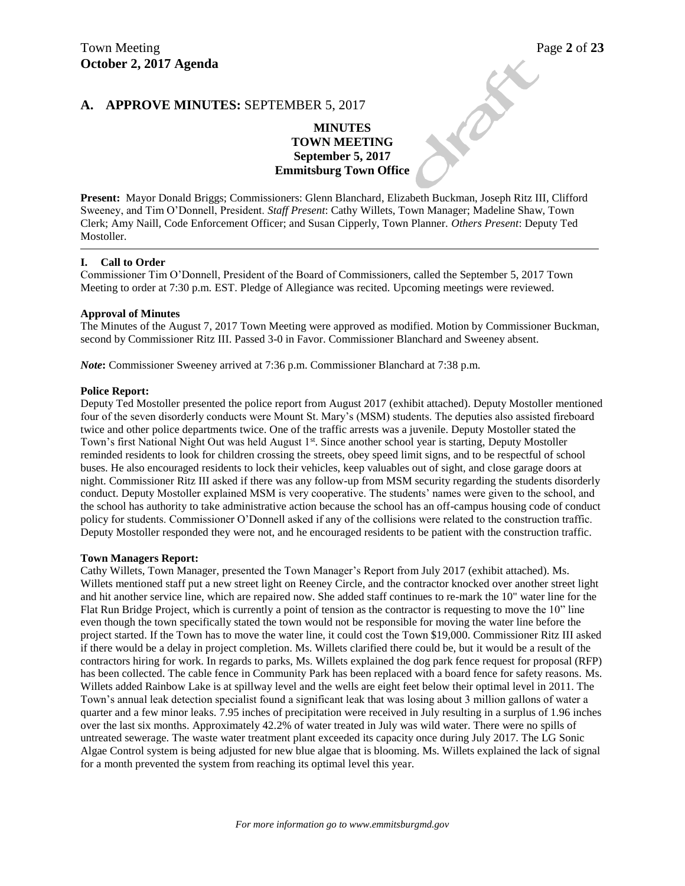## A. APPROVE MINUTES: SEPTEMBER 5, 2017

**MINUTES**
**TOWN MEETING**
**September 5, 2017**
**Emmitsburg Town Office**

**Present:** Mayor Donald Briggs; Commissioners: Glenn Blanchard, Elizabeth Buckman, Joseph Ritz III, Clifford Sweeney, and Tim O'Donnell, President. *Staff Present*: Cathy Willets, Town Manager; Madeline Shaw, Town Clerk; Amy Naill, Code Enforcement Officer; and Susan Cipperly, Town Planner. *Others Present*: Deputy Ted Mostoller.

---

### I. Call to Order

Commissioner Tim O'Donnell, President of the Board of Commissioners, called the September 5, 2017 Town Meeting to order at 7:30 p.m. EST. Pledge of Allegiance was recited. Upcoming meetings were reviewed.

**Approval of Minutes**

The Minutes of the August 7, 2017 Town Meeting were approved as modified. Motion by Commissioner Buckman, second by Commissioner Ritz III. Passed 3-0 in Favor. Commissioner Blanchard and Sweeney absent.

***Note*:** Commissioner Sweeney arrived at 7:36 p.m. Commissioner Blanchard at 7:38 p.m.

**Police Report:**

Deputy Ted Mostoller presented the police report from August 2017 (exhibit attached). Deputy Mostoller mentioned four of the seven disorderly conducts were Mount St. Mary's (MSM) students. The deputies also assisted fireboard twice and other police departments twice. One of the traffic arrests was a juvenile. Deputy Mostoller stated the Town's first National Night Out was held August 1st. Since another school year is starting, Deputy Mostoller reminded residents to look for children crossing the streets, obey speed limit signs, and to be respectful of school buses. He also encouraged residents to lock their vehicles, keep valuables out of sight, and close garage doors at night. Commissioner Ritz III asked if there was any follow-up from MSM security regarding the students disorderly conduct. Deputy Mostoller explained MSM is very cooperative. The students' names were given to the school, and the school has authority to take administrative action because the school has an off-campus housing code of conduct policy for students. Commissioner O'Donnell asked if any of the collisions were related to the construction traffic. Deputy Mostoller responded they were not, and he encouraged residents to be patient with the construction traffic.

**Town Managers Report:**

Cathy Willets, Town Manager, presented the Town Manager's Report from July 2017 (exhibit attached). Ms. Willets mentioned staff put a new street light on Reeney Circle, and the contractor knocked over another street light and hit another service line, which are repaired now. She added staff continues to re-mark the 10" water line for the Flat Run Bridge Project, which is currently a point of tension as the contractor is requesting to move the 10" line even though the town specifically stated the town would not be responsible for moving the water line before the project started. If the Town has to move the water line, it could cost the Town $19,000. Commissioner Ritz III asked if there would be a delay in project completion. Ms. Willets clarified there could be, but it would be a result of the contractors hiring for work. In regards to parks, Ms. Willets explained the dog park fence request for proposal (RFP) has been collected. The cable fence in Community Park has been replaced with a board fence for safety reasons. Ms. Willets added Rainbow Lake is at spillway level and the wells are eight feet below their optimal level in 2011. The Town's annual leak detection specialist found a significant leak that was losing about 3 million gallons of water a quarter and a few minor leaks. 7.95 inches of precipitation were received in July resulting in a surplus of 1.96 inches over the last six months. Approximately 42.2% of water treated in July was wild water. There were no spills of untreated sewerage. The waste water treatment plant exceeded its capacity once during July 2017. The LG Sonic Algae Control system is being adjusted for new blue algae that is blooming. Ms. Willets explained the lack of signal for a month prevented the system from reaching its optimal level this year.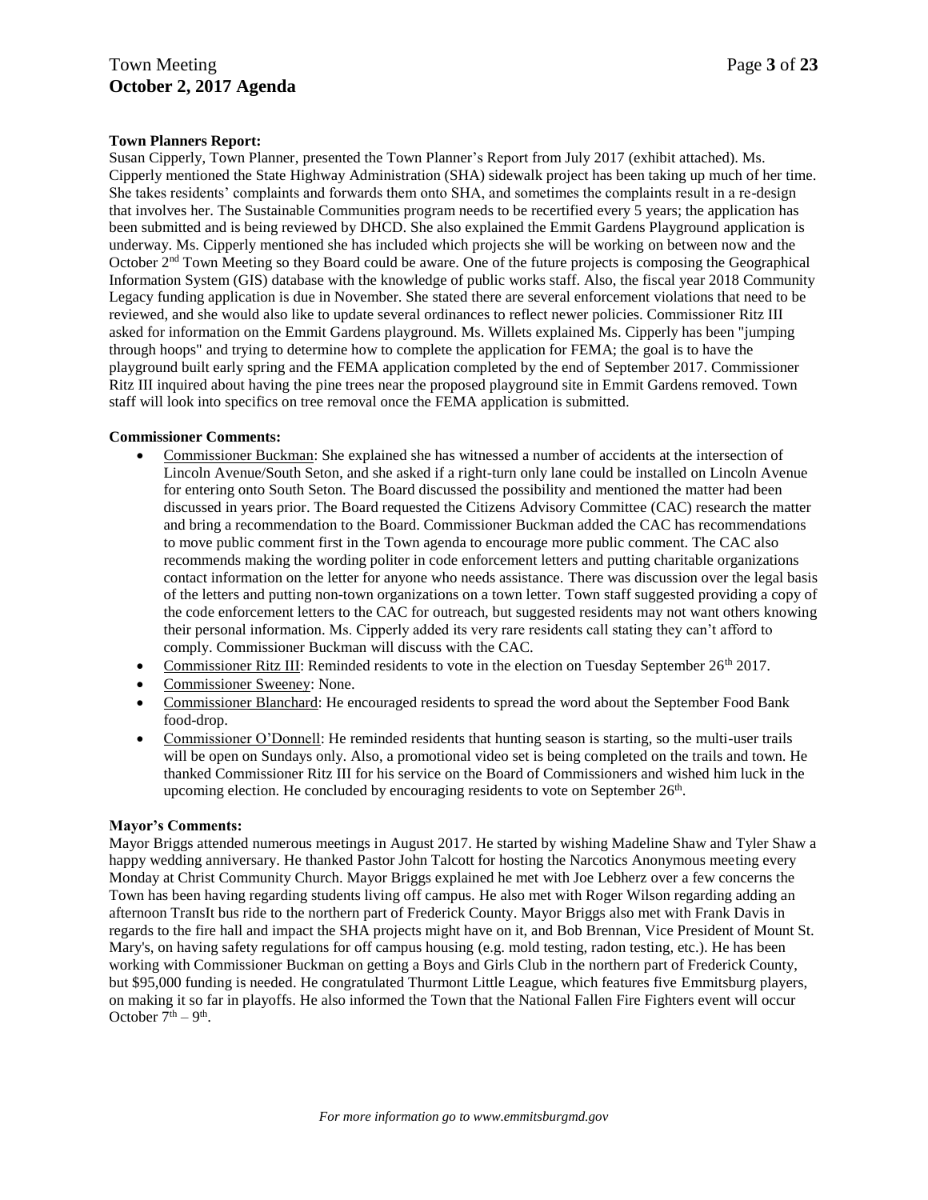**Town Planners Report:**

Susan Cipperly, Town Planner, presented the Town Planner's Report from July 2017 (exhibit attached). Ms. Cipperly mentioned the State Highway Administration (SHA) sidewalk project has been taking up much of her time. She takes residents' complaints and forwards them onto SHA, and sometimes the complaints result in a re-design that involves her. The Sustainable Communities program needs to be recertified every 5 years; the application has been submitted and is being reviewed by DHCD. She also explained the Emmit Gardens Playground application is underway. Ms. Cipperly mentioned she has included which projects she will be working on between now and the October 2nd Town Meeting so they Board could be aware. One of the future projects is composing the Geographical Information System (GIS) database with the knowledge of public works staff. Also, the fiscal year 2018 Community Legacy funding application is due in November. She stated there are several enforcement violations that need to be reviewed, and she would also like to update several ordinances to reflect newer policies. Commissioner Ritz III asked for information on the Emmit Gardens playground. Ms. Willets explained Ms. Cipperly has been "jumping through hoops" and trying to determine how to complete the application for FEMA; the goal is to have the playground built early spring and the FEMA application completed by the end of September 2017. Commissioner Ritz III inquired about having the pine trees near the proposed playground site in Emmit Gardens removed. Town staff will look into specifics on tree removal once the FEMA application is submitted.

**Commissioner Comments:**

- Commissioner Buckman: She explained she has witnessed a number of accidents at the intersection of Lincoln Avenue/South Seton, and she asked if a right-turn only lane could be installed on Lincoln Avenue for entering onto South Seton. The Board discussed the possibility and mentioned the matter had been discussed in years prior. The Board requested the Citizens Advisory Committee (CAC) research the matter and bring a recommendation to the Board. Commissioner Buckman added the CAC has recommendations to move public comment first in the Town agenda to encourage more public comment. The CAC also recommends making the wording politer in code enforcement letters and putting charitable organizations contact information on the letter for anyone who needs assistance. There was discussion over the legal basis of the letters and putting non-town organizations on a town letter. Town staff suggested providing a copy of the code enforcement letters to the CAC for outreach, but suggested residents may not want others knowing their personal information. Ms. Cipperly added its very rare residents call stating they can't afford to comply. Commissioner Buckman will discuss with the CAC.
- Commissioner Ritz III: Reminded residents to vote in the election on Tuesday September 26th 2017.
- Commissioner Sweeney: None.
- Commissioner Blanchard: He encouraged residents to spread the word about the September Food Bank food-drop.
- Commissioner O'Donnell: He reminded residents that hunting season is starting, so the multi-user trails will be open on Sundays only. Also, a promotional video set is being completed on the trails and town. He thanked Commissioner Ritz III for his service on the Board of Commissioners and wished him luck in the upcoming election. He concluded by encouraging residents to vote on September 26th.

**Mayor's Comments:**

Mayor Briggs attended numerous meetings in August 2017. He started by wishing Madeline Shaw and Tyler Shaw a happy wedding anniversary. He thanked Pastor John Talcott for hosting the Narcotics Anonymous meeting every Monday at Christ Community Church. Mayor Briggs explained he met with Joe Lebherz over a few concerns the Town has been having regarding students living off campus. He also met with Roger Wilson regarding adding an afternoon TransIt bus ride to the northern part of Frederick County. Mayor Briggs also met with Frank Davis in regards to the fire hall and impact the SHA projects might have on it, and Bob Brennan, Vice President of Mount St. Mary's, on having safety regulations for off campus housing (e.g. mold testing, radon testing, etc.). He has been working with Commissioner Buckman on getting a Boys and Girls Club in the northern part of Frederick County, but $95,000 funding is needed. He congratulated Thurmont Little League, which features five Emmitsburg players, on making it so far in playoffs. He also informed the Town that the National Fallen Fire Fighters event will occur October 7th – 9th.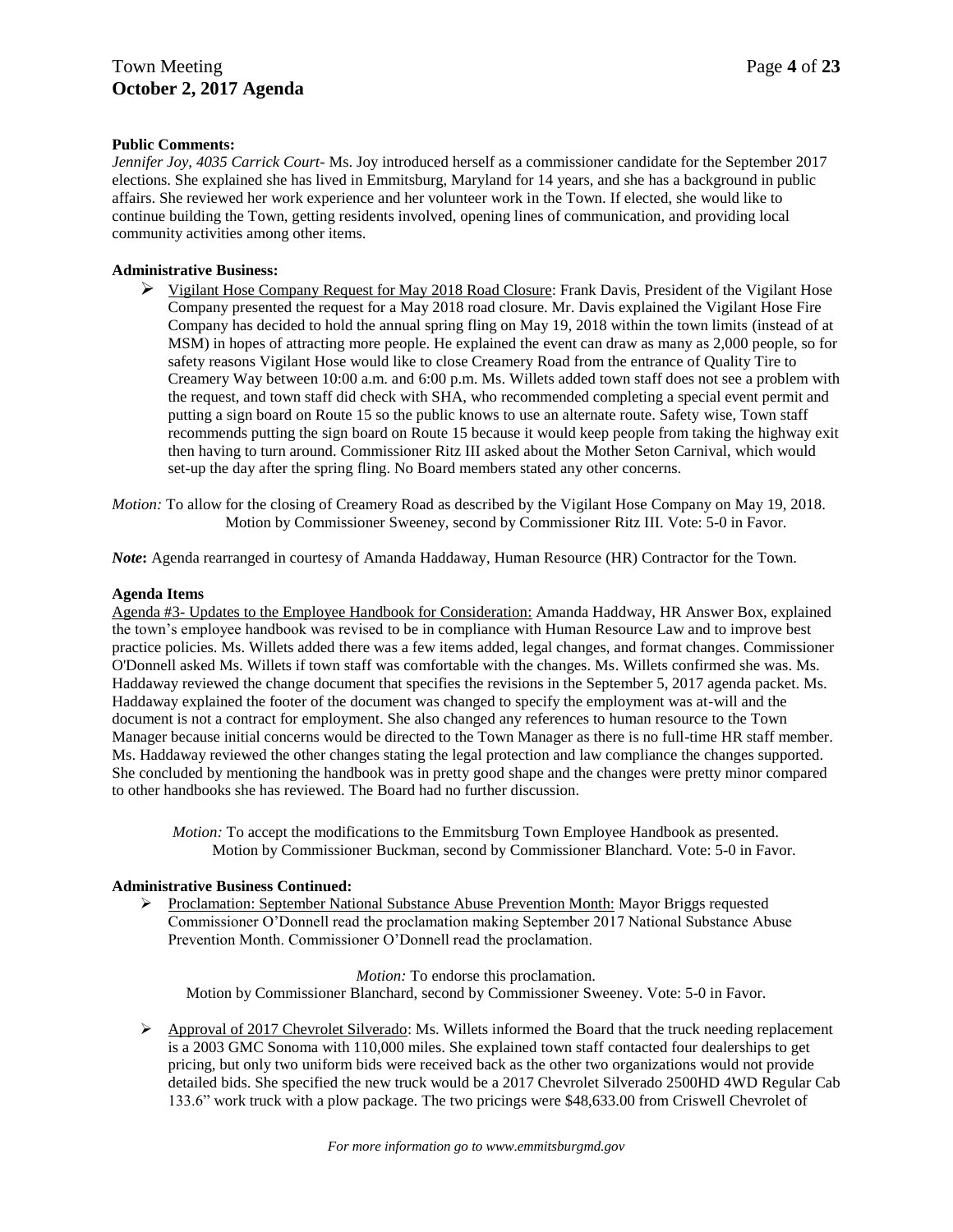**Public Comments:**

*Jennifer Joy, 4035 Carrick Court*- Ms. Joy introduced herself as a commissioner candidate for the September 2017 elections. She explained she has lived in Emmitsburg, Maryland for 14 years, and she has a background in public affairs. She reviewed her work experience and her volunteer work in the Town. If elected, she would like to continue building the Town, getting residents involved, opening lines of communication, and providing local community activities among other items.

**Administrative Business:**

- Vigilant Hose Company Request for May 2018 Road Closure: Frank Davis, President of the Vigilant Hose Company presented the request for a May 2018 road closure. Mr. Davis explained the Vigilant Hose Fire Company has decided to hold the annual spring fling on May 19, 2018 within the town limits (instead of at MSM) in hopes of attracting more people. He explained the event can draw as many as 2,000 people, so for safety reasons Vigilant Hose would like to close Creamery Road from the entrance of Quality Tire to Creamery Way between 10:00 a.m. and 6:00 p.m. Ms. Willets added town staff does not see a problem with the request, and town staff did check with SHA, who recommended completing a special event permit and putting a sign board on Route 15 so the public knows to use an alternate route. Safety wise, Town staff recommends putting the sign board on Route 15 because it would keep people from taking the highway exit then having to turn around. Commissioner Ritz III asked about the Mother Seton Carnival, which would set-up the day after the spring fling. No Board members stated any other concerns.

*Motion:* To allow for the closing of Creamery Road as described by the Vigilant Hose Company on May 19, 2018.
Motion by Commissioner Sweeney, second by Commissioner Ritz III. Vote: 5-0 in Favor.

***Note*:** Agenda rearranged in courtesy of Amanda Haddaway, Human Resource (HR) Contractor for the Town.

**Agenda Items**

Agenda #3- Updates to the Employee Handbook for Consideration: Amanda Haddway, HR Answer Box, explained the town's employee handbook was revised to be in compliance with Human Resource Law and to improve best practice policies. Ms. Willets added there was a few items added, legal changes, and format changes. Commissioner O'Donnell asked Ms. Willets if town staff was comfortable with the changes. Ms. Willets confirmed she was. Ms. Haddaway reviewed the change document that specifies the revisions in the September 5, 2017 agenda packet. Ms. Haddaway explained the footer of the document was changed to specify the employment was at-will and the document is not a contract for employment. She also changed any references to human resource to the Town Manager because initial concerns would be directed to the Town Manager as there is no full-time HR staff member. Ms. Haddaway reviewed the other changes stating the legal protection and law compliance the changes supported. She concluded by mentioning the handbook was in pretty good shape and the changes were pretty minor compared to other handbooks she has reviewed. The Board had no further discussion.

*Motion:* To accept the modifications to the Emmitsburg Town Employee Handbook as presented.
Motion by Commissioner Buckman, second by Commissioner Blanchard. Vote: 5-0 in Favor.

**Administrative Business Continued:**

- Proclamation: September National Substance Abuse Prevention Month: Mayor Briggs requested Commissioner O'Donnell read the proclamation making September 2017 National Substance Abuse Prevention Month. Commissioner O'Donnell read the proclamation.

*Motion:* To endorse this proclamation.
Motion by Commissioner Blanchard, second by Commissioner Sweeney. Vote: 5-0 in Favor.

- Approval of 2017 Chevrolet Silverado: Ms. Willets informed the Board that the truck needing replacement is a 2003 GMC Sonoma with 110,000 miles. She explained town staff contacted four dealerships to get pricing, but only two uniform bids were received back as the other two organizations would not provide detailed bids. She specified the new truck would be a 2017 Chevrolet Silverado 2500HD 4WD Regular Cab 133.6" work truck with a plow package. The two pricings were $48,633.00 from Criswell Chevrolet of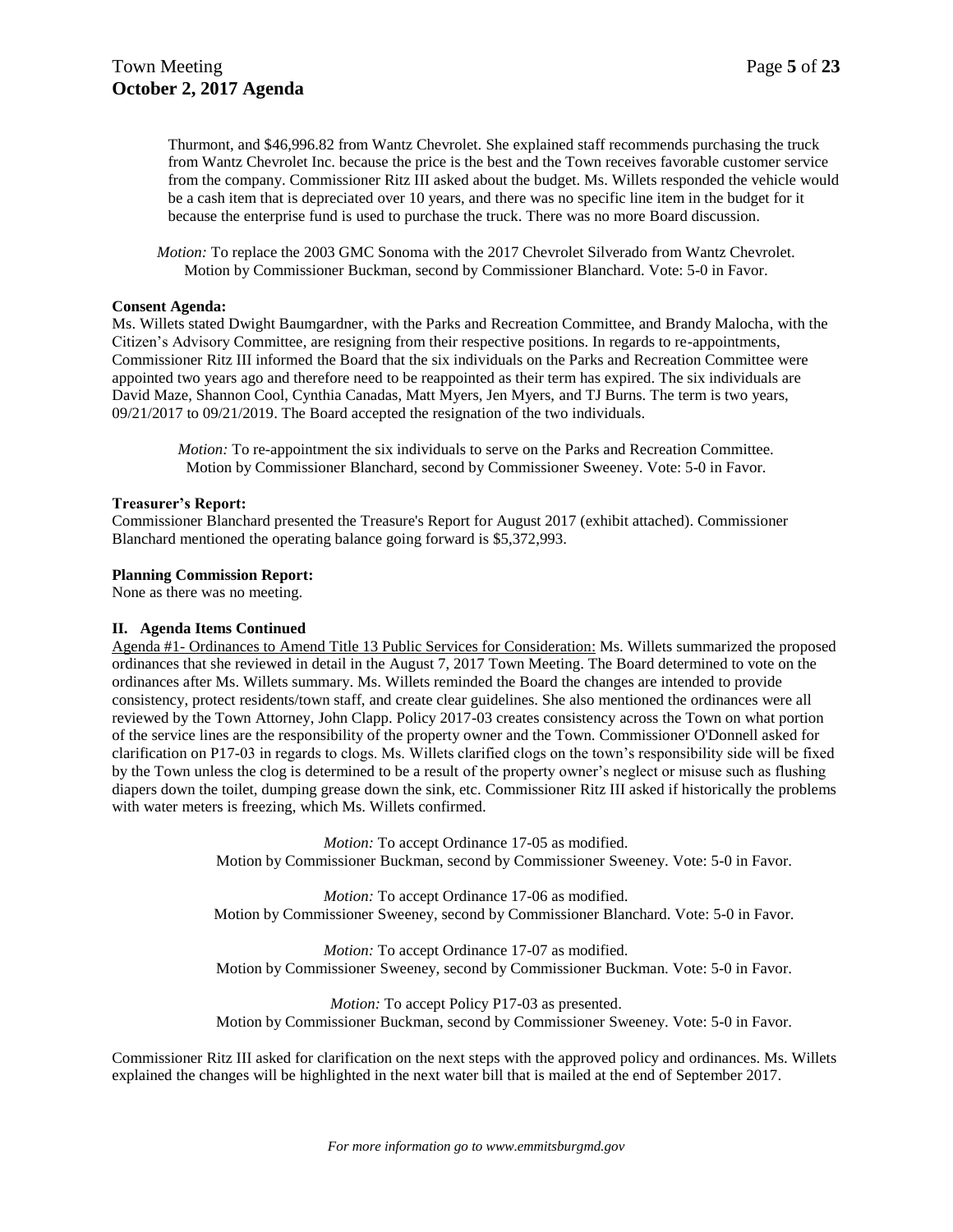Thurmont, and $46,996.82 from Wantz Chevrolet. She explained staff recommends purchasing the truck from Wantz Chevrolet Inc. because the price is the best and the Town receives favorable customer service from the company. Commissioner Ritz III asked about the budget. Ms. Willets responded the vehicle would be a cash item that is depreciated over 10 years, and there was no specific line item in the budget for it because the enterprise fund is used to purchase the truck. There was no more Board discussion.

*Motion:* To replace the 2003 GMC Sonoma with the 2017 Chevrolet Silverado from Wantz Chevrolet. Motion by Commissioner Buckman, second by Commissioner Blanchard. Vote: 5-0 in Favor.

**Consent Agenda:**

Ms. Willets stated Dwight Baumgardner, with the Parks and Recreation Committee, and Brandy Malocha, with the Citizen's Advisory Committee, are resigning from their respective positions. In regards to re-appointments, Commissioner Ritz III informed the Board that the six individuals on the Parks and Recreation Committee were appointed two years ago and therefore need to be reappointed as their term has expired. The six individuals are David Maze, Shannon Cool, Cynthia Canadas, Matt Myers, Jen Myers, and TJ Burns. The term is two years, 09/21/2017 to 09/21/2019. The Board accepted the resignation of the two individuals.

*Motion:* To re-appointment the six individuals to serve on the Parks and Recreation Committee. Motion by Commissioner Blanchard, second by Commissioner Sweeney. Vote: 5-0 in Favor.

**Treasurer's Report:**

Commissioner Blanchard presented the Treasure's Report for August 2017 (exhibit attached). Commissioner Blanchard mentioned the operating balance going forward is $5,372,993.

**Planning Commission Report:**

None as there was no meeting.

**II. Agenda Items Continued**

Agenda #1- Ordinances to Amend Title 13 Public Services for Consideration: Ms. Willets summarized the proposed ordinances that she reviewed in detail in the August 7, 2017 Town Meeting. The Board determined to vote on the ordinances after Ms. Willets summary. Ms. Willets reminded the Board the changes are intended to provide consistency, protect residents/town staff, and create clear guidelines. She also mentioned the ordinances were all reviewed by the Town Attorney, John Clapp. Policy 2017-03 creates consistency across the Town on what portion of the service lines are the responsibility of the property owner and the Town. Commissioner O'Donnell asked for clarification on P17-03 in regards to clogs. Ms. Willets clarified clogs on the town's responsibility side will be fixed by the Town unless the clog is determined to be a result of the property owner's neglect or misuse such as flushing diapers down the toilet, dumping grease down the sink, etc. Commissioner Ritz III asked if historically the problems with water meters is freezing, which Ms. Willets confirmed.

*Motion:* To accept Ordinance 17-05 as modified.
Motion by Commissioner Buckman, second by Commissioner Sweeney. Vote: 5-0 in Favor.

*Motion:* To accept Ordinance 17-06 as modified.
Motion by Commissioner Sweeney, second by Commissioner Blanchard. Vote: 5-0 in Favor.

*Motion:* To accept Ordinance 17-07 as modified.
Motion by Commissioner Sweeney, second by Commissioner Buckman. Vote: 5-0 in Favor.

*Motion:* To accept Policy P17-03 as presented.
Motion by Commissioner Buckman, second by Commissioner Sweeney. Vote: 5-0 in Favor.

Commissioner Ritz III asked for clarification on the next steps with the approved policy and ordinances. Ms. Willets explained the changes will be highlighted in the next water bill that is mailed at the end of September 2017.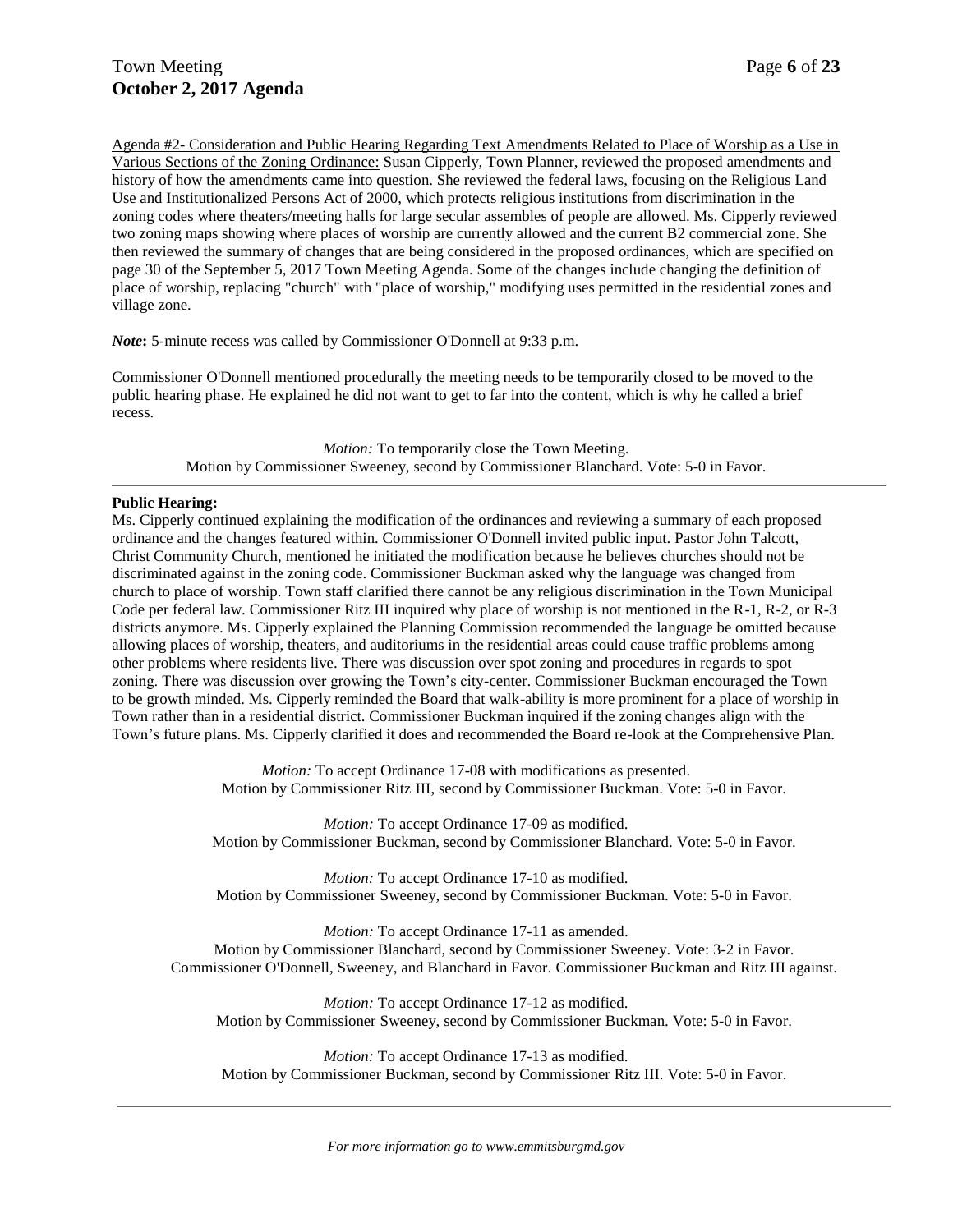Agenda #2- Consideration and Public Hearing Regarding Text Amendments Related to Place of Worship as a Use in Various Sections of the Zoning Ordinance: Susan Cipperly, Town Planner, reviewed the proposed amendments and history of how the amendments came into question. She reviewed the federal laws, focusing on the Religious Land Use and Institutionalized Persons Act of 2000, which protects religious institutions from discrimination in the zoning codes where theaters/meeting halls for large secular assembles of people are allowed. Ms. Cipperly reviewed two zoning maps showing where places of worship are currently allowed and the current B2 commercial zone. She then reviewed the summary of changes that are being considered in the proposed ordinances, which are specified on page 30 of the September 5, 2017 Town Meeting Agenda. Some of the changes include changing the definition of place of worship, replacing "church" with "place of worship," modifying uses permitted in the residential zones and village zone.

***Note*:** 5-minute recess was called by Commissioner O'Donnell at 9:33 p.m.

Commissioner O'Donnell mentioned procedurally the meeting needs to be temporarily closed to be moved to the public hearing phase. He explained he did not want to get to far into the content, which is why he called a brief recess.

*Motion:* To temporarily close the Town Meeting.
Motion by Commissioner Sweeney, second by Commissioner Blanchard. Vote: 5-0 in Favor.

---

**Public Hearing:**

Ms. Cipperly continued explaining the modification of the ordinances and reviewing a summary of each proposed ordinance and the changes featured within. Commissioner O'Donnell invited public input. Pastor John Talcott, Christ Community Church, mentioned he initiated the modification because he believes churches should not be discriminated against in the zoning code. Commissioner Buckman asked why the language was changed from church to place of worship. Town staff clarified there cannot be any religious discrimination in the Town Municipal Code per federal law. Commissioner Ritz III inquired why place of worship is not mentioned in the R-1, R-2, or R-3 districts anymore. Ms. Cipperly explained the Planning Commission recommended the language be omitted because allowing places of worship, theaters, and auditoriums in the residential areas could cause traffic problems among other problems where residents live. There was discussion over spot zoning and procedures in regards to spot zoning. There was discussion over growing the Town's city-center. Commissioner Buckman encouraged the Town to be growth minded. Ms. Cipperly reminded the Board that walk-ability is more prominent for a place of worship in Town rather than in a residential district. Commissioner Buckman inquired if the zoning changes align with the Town's future plans. Ms. Cipperly clarified it does and recommended the Board re-look at the Comprehensive Plan.

*Motion:* To accept Ordinance 17-08 with modifications as presented.
Motion by Commissioner Ritz III, second by Commissioner Buckman. Vote: 5-0 in Favor.

*Motion:* To accept Ordinance 17-09 as modified.
Motion by Commissioner Buckman, second by Commissioner Blanchard. Vote: 5-0 in Favor.

*Motion:* To accept Ordinance 17-10 as modified.
Motion by Commissioner Sweeney, second by Commissioner Buckman. Vote: 5-0 in Favor.

*Motion:* To accept Ordinance 17-11 as amended.
Motion by Commissioner Blanchard, second by Commissioner Sweeney. Vote: 3-2 in Favor.
Commissioner O'Donnell, Sweeney, and Blanchard in Favor. Commissioner Buckman and Ritz III against.

*Motion:* To accept Ordinance 17-12 as modified.
Motion by Commissioner Sweeney, second by Commissioner Buckman. Vote: 5-0 in Favor.

*Motion:* To accept Ordinance 17-13 as modified.
Motion by Commissioner Buckman, second by Commissioner Ritz III. Vote: 5-0 in Favor.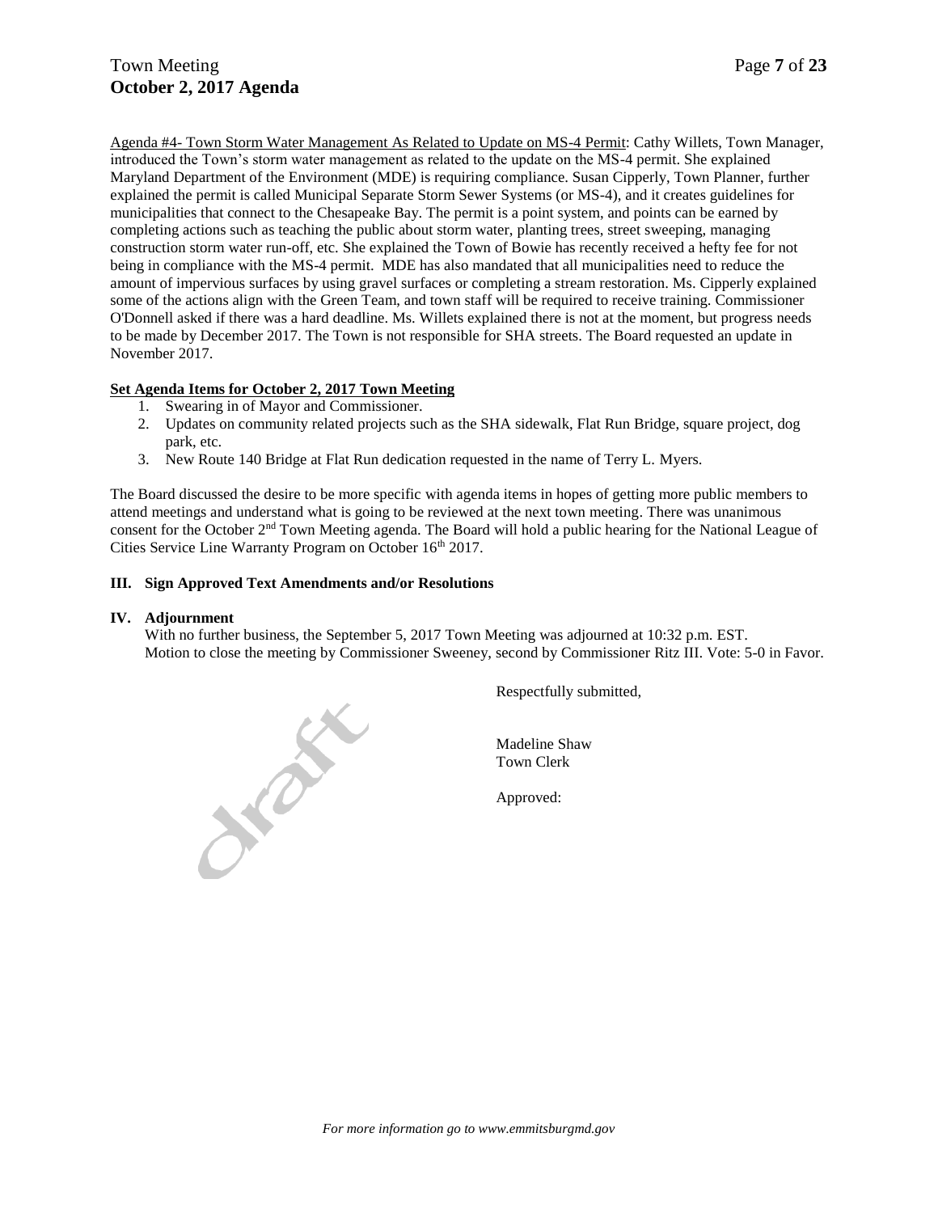Agenda #4- Town Storm Water Management As Related to Update on MS-4 Permit: Cathy Willets, Town Manager, introduced the Town's storm water management as related to the update on the MS-4 permit. She explained Maryland Department of the Environment (MDE) is requiring compliance. Susan Cipperly, Town Planner, further explained the permit is called Municipal Separate Storm Sewer Systems (or MS-4), and it creates guidelines for municipalities that connect to the Chesapeake Bay. The permit is a point system, and points can be earned by completing actions such as teaching the public about storm water, planting trees, street sweeping, managing construction storm water run-off, etc. She explained the Town of Bowie has recently received a hefty fee for not being in compliance with the MS-4 permit. MDE has also mandated that all municipalities need to reduce the amount of impervious surfaces by using gravel surfaces or completing a stream restoration. Ms. Cipperly explained some of the actions align with the Green Team, and town staff will be required to receive training. Commissioner O'Donnell asked if there was a hard deadline. Ms. Willets explained there is not at the moment, but progress needs to be made by December 2017. The Town is not responsible for SHA streets. The Board requested an update in November 2017.

**Set Agenda Items for October 2, 2017 Town Meeting**

1. Swearing in of Mayor and Commissioner.
2. Updates on community related projects such as the SHA sidewalk, Flat Run Bridge, square project, dog park, etc.
3. New Route 140 Bridge at Flat Run dedication requested in the name of Terry L. Myers.

The Board discussed the desire to be more specific with agenda items in hopes of getting more public members to attend meetings and understand what is going to be reviewed at the next town meeting. There was unanimous consent for the October 2nd Town Meeting agenda. The Board will hold a public hearing for the National League of Cities Service Line Warranty Program on October 16th 2017.

## III. Sign Approved Text Amendments and/or Resolutions

## IV. Adjournment

With no further business, the September 5, 2017 Town Meeting was adjourned at 10:32 p.m. EST. Motion to close the meeting by Commissioner Sweeney, second by Commissioner Ritz III. Vote: 5-0 in Favor.

Respectfully submitted,

Madeline Shaw
Town Clerk

Approved:

draft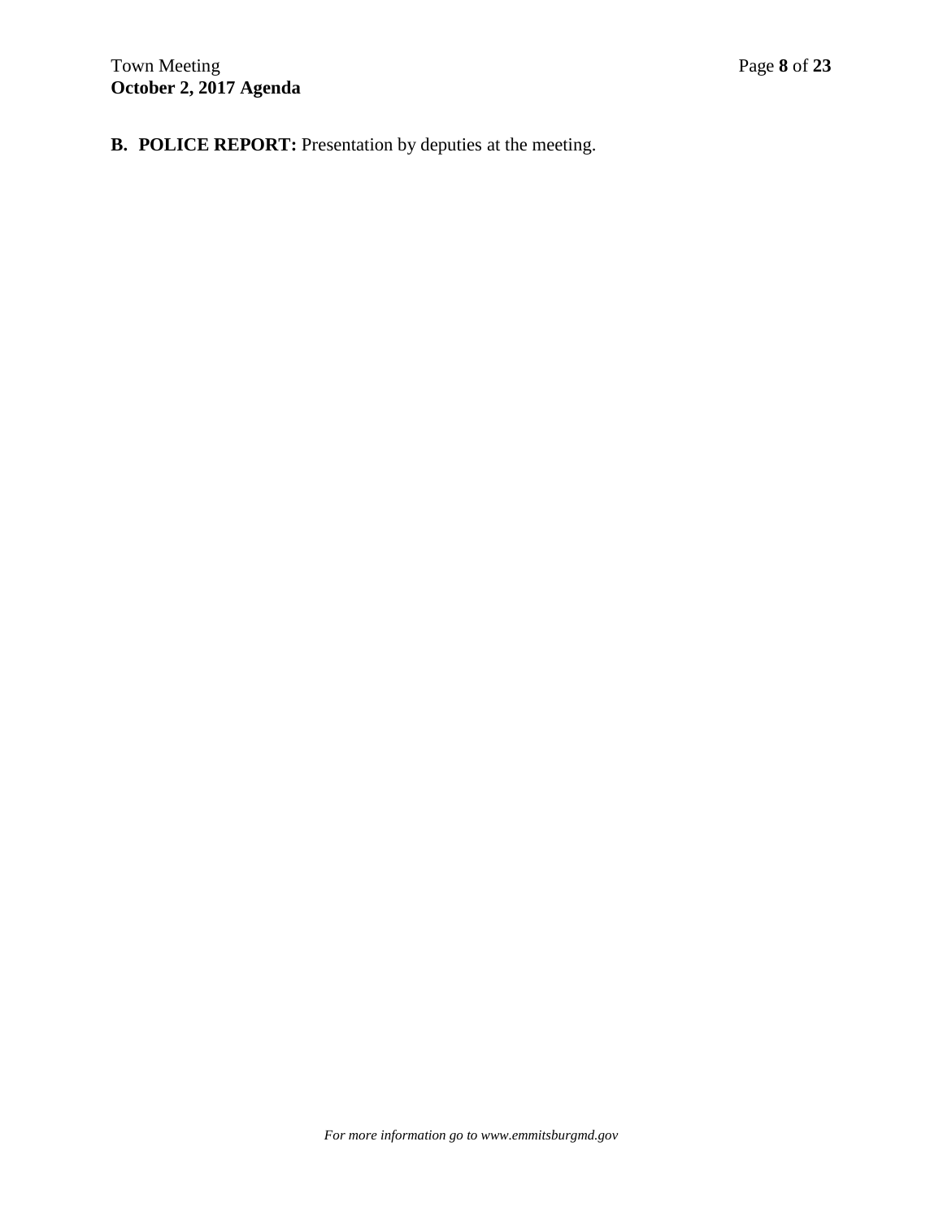**B. POLICE REPORT:** Presentation by deputies at the meeting.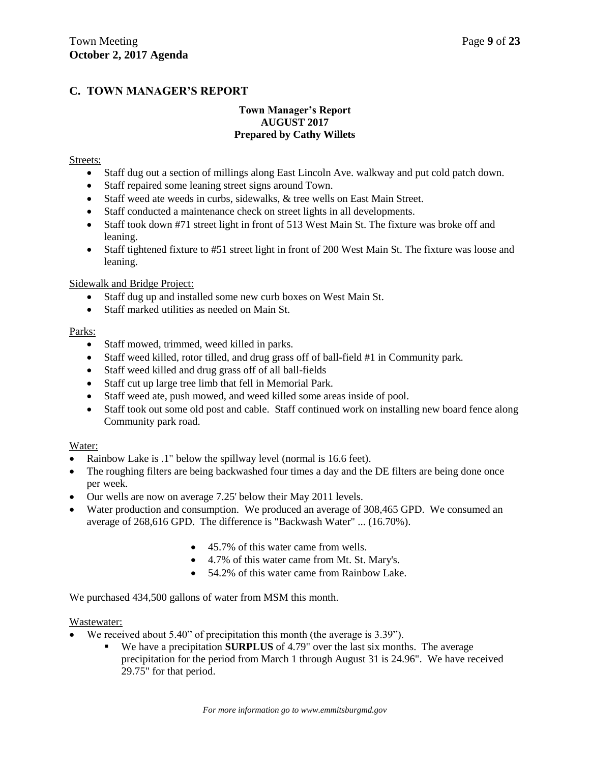## C. TOWN MANAGER'S REPORT

**Town Manager's Report**
**AUGUST 2017**
**Prepared by Cathy Willets**

Streets:

- Staff dug out a section of millings along East Lincoln Ave. walkway and put cold patch down.
- Staff repaired some leaning street signs around Town.
- Staff weed ate weeds in curbs, sidewalks, & tree wells on East Main Street.
- Staff conducted a maintenance check on street lights in all developments.
- Staff took down #71 street light in front of 513 West Main St. The fixture was broke off and leaning.
- Staff tightened fixture to #51 street light in front of 200 West Main St. The fixture was loose and leaning.

Sidewalk and Bridge Project:

- Staff dug up and installed some new curb boxes on West Main St.
- Staff marked utilities as needed on Main St.

Parks:

- Staff mowed, trimmed, weed killed in parks.
- Staff weed killed, rotor tilled, and drug grass off of ball-field #1 in Community park.
- Staff weed killed and drug grass off of all ball-fields
- Staff cut up large tree limb that fell in Memorial Park.
- Staff weed ate, push mowed, and weed killed some areas inside of pool.
- Staff took out some old post and cable. Staff continued work on installing new board fence along Community park road.

Water:

- Rainbow Lake is .1" below the spillway level (normal is 16.6 feet).
- The roughing filters are being backwashed four times a day and the DE filters are being done once per week.
- Our wells are now on average 7.25' below their May 2011 levels.
- Water production and consumption. We produced an average of 308,465 GPD. We consumed an average of 268,616 GPD. The difference is "Backwash Water" ... (16.70%).
  - 45.7% of this water came from wells.
  - 4.7% of this water came from Mt. St. Mary's.
  - 54.2% of this water came from Rainbow Lake.

We purchased 434,500 gallons of water from MSM this month.

Wastewater:

- We received about 5.40" of precipitation this month (the average is 3.39").
  - We have a precipitation **SURPLUS** of 4.79" over the last six months. The average precipitation for the period from March 1 through August 31 is 24.96". We have received 29.75" for that period.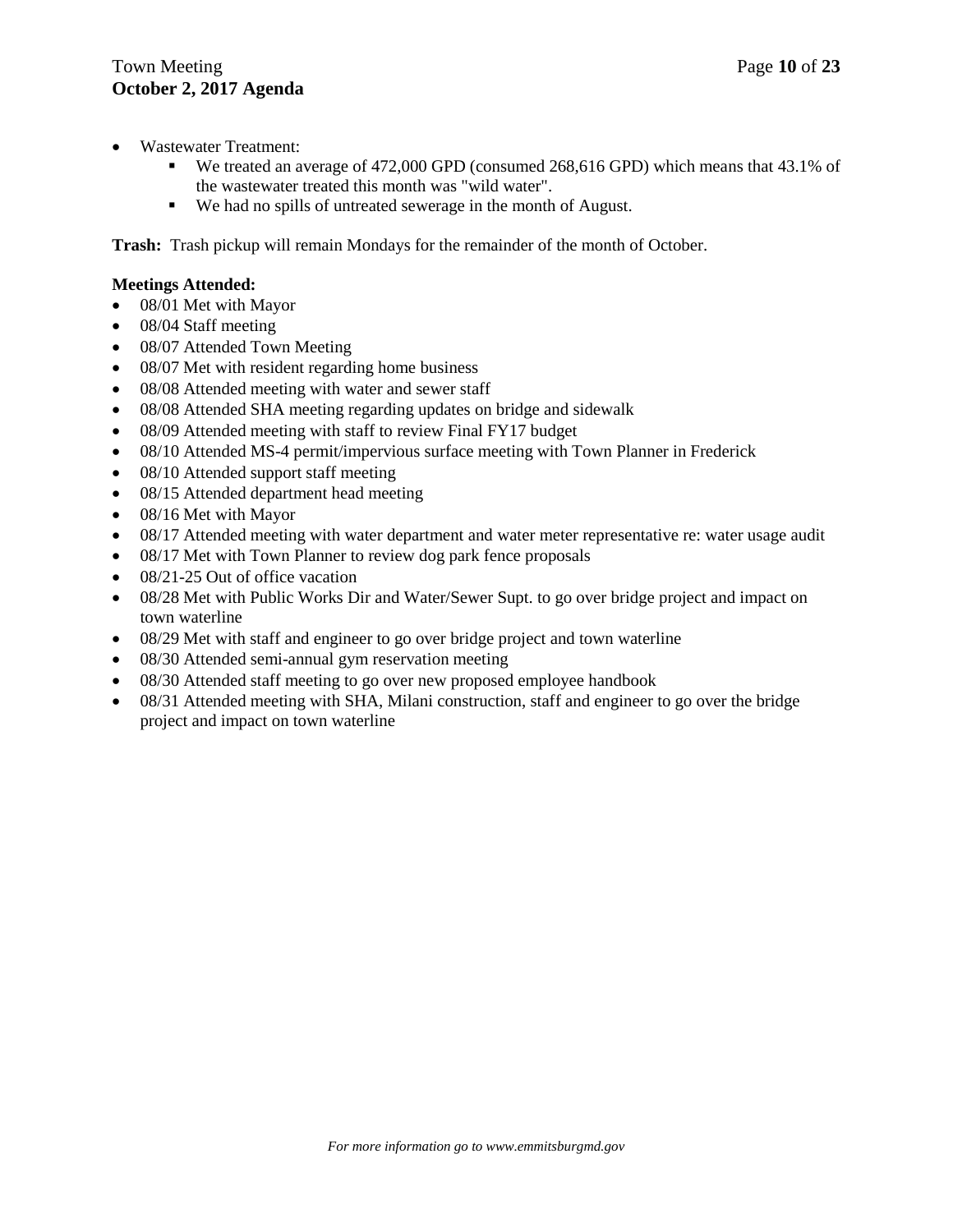- Wastewater Treatment:
  - We treated an average of 472,000 GPD (consumed 268,616 GPD) which means that 43.1% of the wastewater treated this month was "wild water".
  - We had no spills of untreated sewerage in the month of August.

**Trash:** Trash pickup will remain Mondays for the remainder of the month of October.

**Meetings Attended:**

- 08/01 Met with Mayor
- 08/04 Staff meeting
- 08/07 Attended Town Meeting
- 08/07 Met with resident regarding home business
- 08/08 Attended meeting with water and sewer staff
- 08/08 Attended SHA meeting regarding updates on bridge and sidewalk
- 08/09 Attended meeting with staff to review Final FY17 budget
- 08/10 Attended MS-4 permit/impervious surface meeting with Town Planner in Frederick
- 08/10 Attended support staff meeting
- 08/15 Attended department head meeting
- 08/16 Met with Mayor
- 08/17 Attended meeting with water department and water meter representative re: water usage audit
- 08/17 Met with Town Planner to review dog park fence proposals
- 08/21-25 Out of office vacation
- 08/28 Met with Public Works Dir and Water/Sewer Supt. to go over bridge project and impact on town waterline
- 08/29 Met with staff and engineer to go over bridge project and town waterline
- 08/30 Attended semi-annual gym reservation meeting
- 08/30 Attended staff meeting to go over new proposed employee handbook
- 08/31 Attended meeting with SHA, Milani construction, staff and engineer to go over the bridge project and impact on town waterline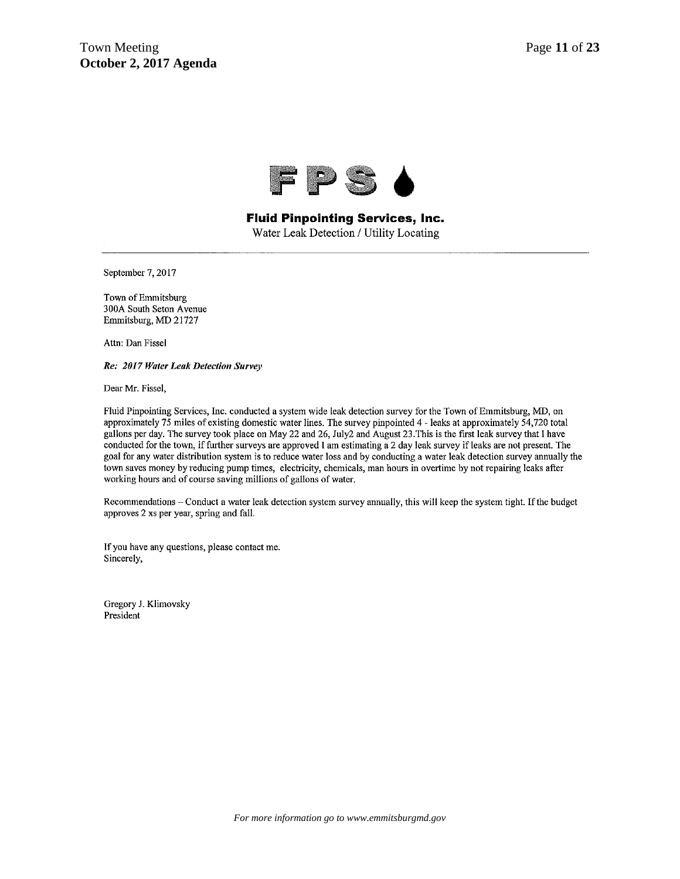**FPS**

**Fluid Pinpointing Services, Inc.**
Water Leak Detection / Utility Locating

---

September 7, 2017

Town of Emmitsburg
300A South Seton Avenue
Emmitsburg, MD 21727

Attn: Dan Fissel

***Re: 2017 Water Leak Detection Survey***

Dear Mr. Fissel,

Fluid Pinpointing Services, Inc. conducted a system wide leak detection survey for the Town of Emmitsburg, MD, on approximately 75 miles of existing domestic water lines. The survey pinpointed 4 - leaks at approximately 54,720 total gallons per day. The survey took place on May 22 and 26, July2 and August 23.This is the first leak survey that I have conducted for the town, if further surveys are approved I am estimating a 2 day leak survey if leaks are not present. The goal for any water distribution system is to reduce water loss and by conducting a water leak detection survey annually the town saves money by reducing pump times, electricity, chemicals, man hours in overtime by not repairing leaks after working hours and of course saving millions of gallons of water.

Recommendations – Conduct a water leak detection system survey annually, this will keep the system tight. If the budget approves 2 xs per year, spring and fall.

If you have any questions, please contact me.
Sincerely,

Gregory J. Klimovsky
President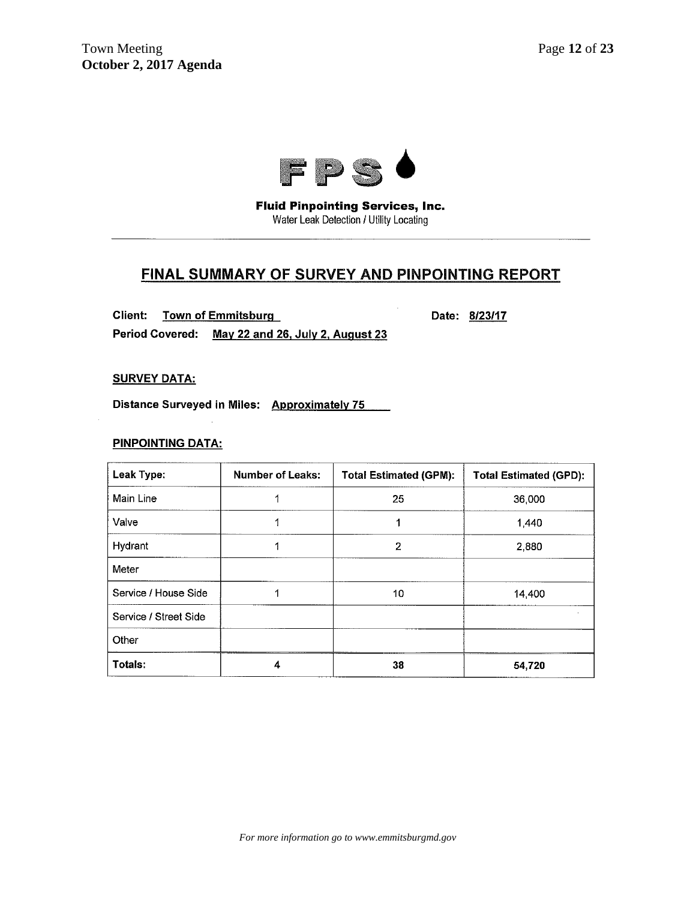**FPS**

**Fluid Pinpointing Services, Inc.**
Water Leak Detection / Utility Locating

---

## FINAL SUMMARY OF SURVEY AND PINPOINTING REPORT

**Client:** Town of Emmitsburg **Date:** 8/23/17

**Period Covered:** May 22 and 26, July 2, August 23

**SURVEY DATA:**

**Distance Surveyed in Miles:** Approximately 75

**PINPOINTING DATA:**

| Leak Type: | Number of Leaks: | Total Estimated (GPM): | Total Estimated (GPD): |
|---|---|---|---|
| Main Line | 1 | 25 | 36,000 |
| Valve | 1 | 1 | 1,440 |
| Hydrant | 1 | 2 | 2,880 |
| Meter | | | |
| Service / House Side | 1 | 10 | 14,400 |
| Service / Street Side | | | |
| Other | | | |
| **Totals:** | **4** | **38** | **54,720** |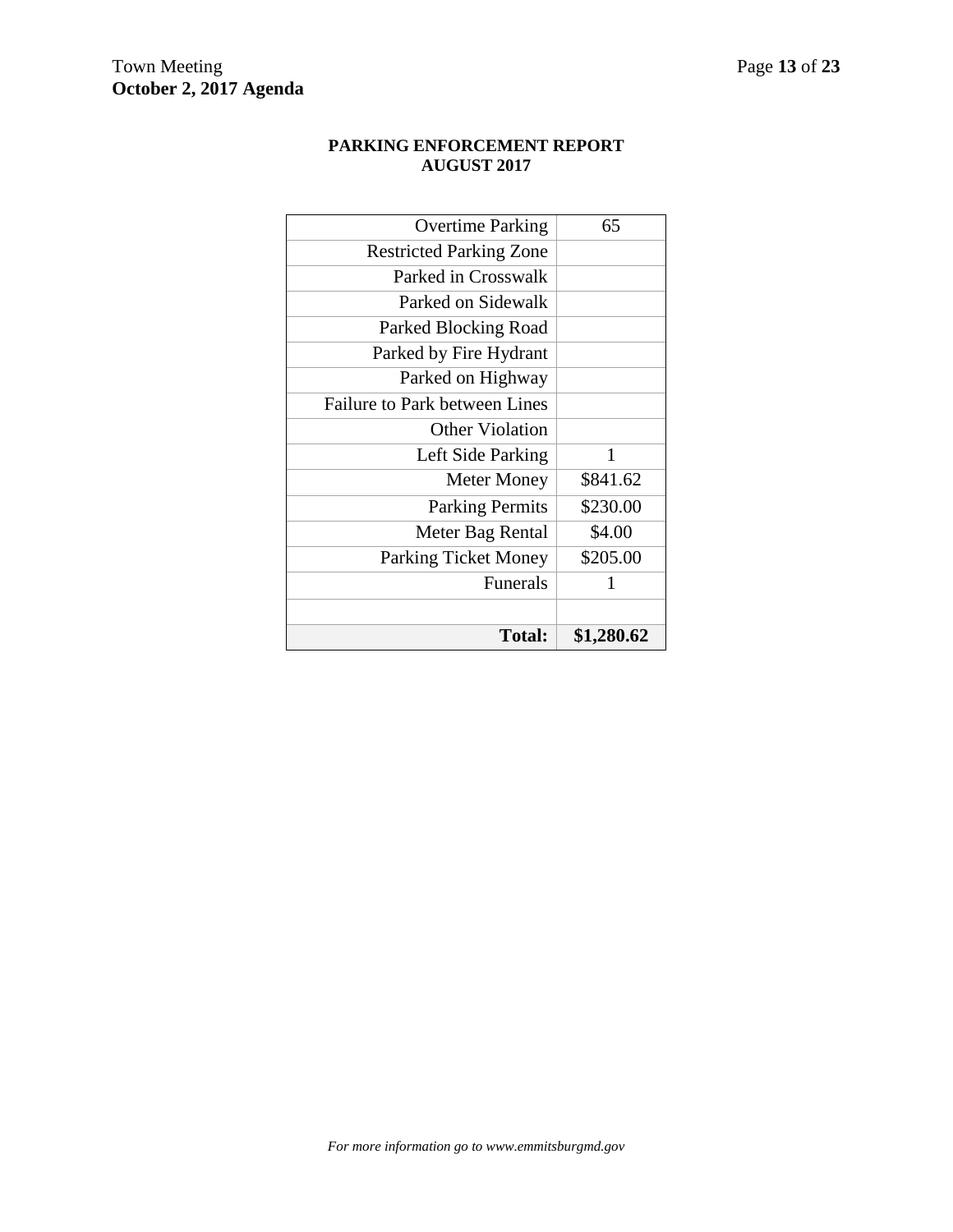**PARKING ENFORCEMENT REPORT**
**AUGUST 2017**

| | |
|---|---|
| Overtime Parking | 65 |
| Restricted Parking Zone | |
| Parked in Crosswalk | |
| Parked on Sidewalk | |
| Parked Blocking Road | |
| Parked by Fire Hydrant | |
| Parked on Highway | |
| Failure to Park between Lines | |
| Other Violation | |
| Left Side Parking | 1 |
| Meter Money | $841.62 |
| Parking Permits | $230.00 |
| Meter Bag Rental | $4.00 |
| Parking Ticket Money | $205.00 |
| Funerals | 1 |
| | |
| **Total:** | **$1,280.62** |

*For more information go to www.emmitsburgmd.gov*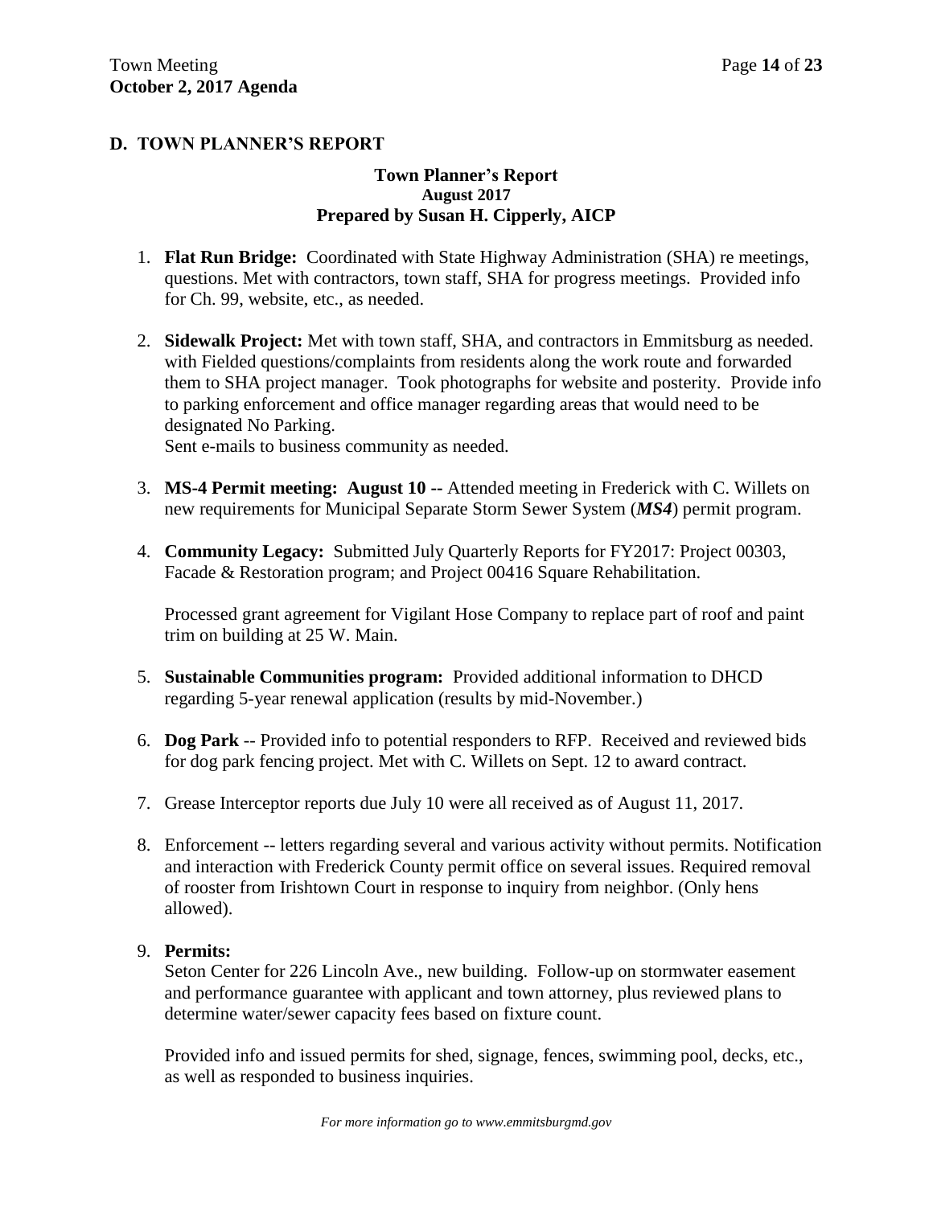## D. TOWN PLANNER'S REPORT

### Town Planner's Report
**August 2017**
**Prepared by Susan H. Cipperly, AICP**

1. **Flat Run Bridge:** Coordinated with State Highway Administration (SHA) re meetings, questions. Met with contractors, town staff, SHA for progress meetings. Provided info for Ch. 99, website, etc., as needed.

2. **Sidewalk Project:** Met with town staff, SHA, and contractors in Emmitsburg as needed. with Fielded questions/complaints from residents along the work route and forwarded them to SHA project manager. Took photographs for website and posterity. Provide info to parking enforcement and office manager regarding areas that would need to be designated No Parking.
   Sent e-mails to business community as needed.

3. **MS-4 Permit meeting: August 10 --** Attended meeting in Frederick with C. Willets on new requirements for Municipal Separate Storm Sewer System (***MS4***) permit program.

4. **Community Legacy:** Submitted July Quarterly Reports for FY2017: Project 00303, Facade & Restoration program; and Project 00416 Square Rehabilitation.

   Processed grant agreement for Vigilant Hose Company to replace part of roof and paint trim on building at 25 W. Main.

5. **Sustainable Communities program:** Provided additional information to DHCD regarding 5-year renewal application (results by mid-November.)

6. **Dog Park** -- Provided info to potential responders to RFP. Received and reviewed bids for dog park fencing project. Met with C. Willets on Sept. 12 to award contract.

7. Grease Interceptor reports due July 10 were all received as of August 11, 2017.

8. Enforcement -- letters regarding several and various activity without permits. Notification and interaction with Frederick County permit office on several issues. Required removal of rooster from Irishtown Court in response to inquiry from neighbor. (Only hens allowed).

9. **Permits:**
   Seton Center for 226 Lincoln Ave., new building. Follow-up on stormwater easement and performance guarantee with applicant and town attorney, plus reviewed plans to determine water/sewer capacity fees based on fixture count.

   Provided info and issued permits for shed, signage, fences, swimming pool, decks, etc., as well as responded to business inquiries.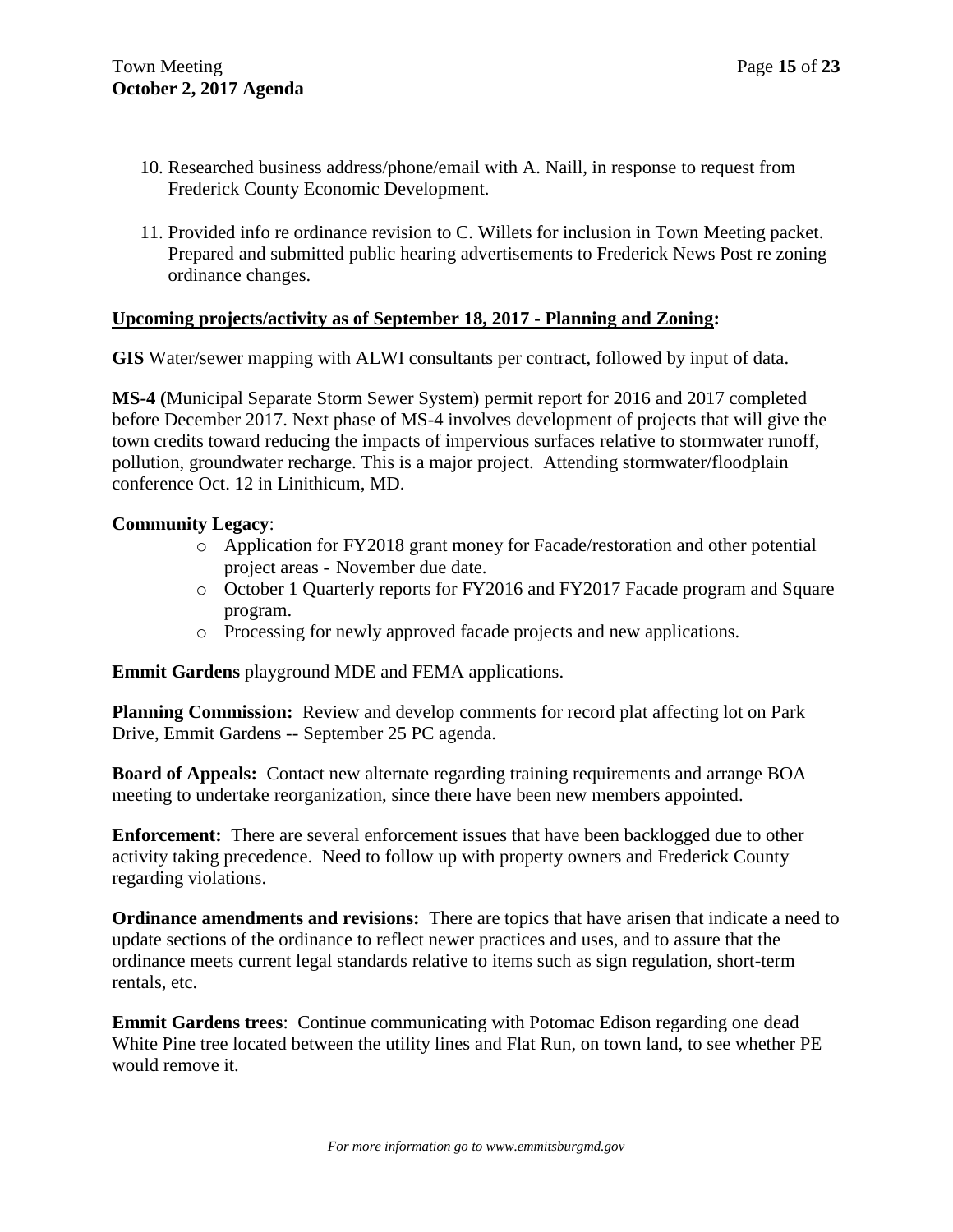10. Researched business address/phone/email with A. Naill, in response to request from Frederick County Economic Development.

11. Provided info re ordinance revision to C. Willets for inclusion in Town Meeting packet. Prepared and submitted public hearing advertisements to Frederick News Post re zoning ordinance changes.

**Upcoming projects/activity as of September 18, 2017 - Planning and Zoning:**

**GIS** Water/sewer mapping with ALWI consultants per contract, followed by input of data.

**MS-4 (**Municipal Separate Storm Sewer System) permit report for 2016 and 2017 completed before December 2017. Next phase of MS-4 involves development of projects that will give the town credits toward reducing the impacts of impervious surfaces relative to stormwater runoff, pollution, groundwater recharge. This is a major project. Attending stormwater/floodplain conference Oct. 12 in Linithicum, MD.

**Community Legacy**:

- Application for FY2018 grant money for Facade/restoration and other potential project areas - November due date.
- October 1 Quarterly reports for FY2016 and FY2017 Facade program and Square program.
- Processing for newly approved facade projects and new applications.

**Emmit Gardens** playground MDE and FEMA applications.

**Planning Commission:** Review and develop comments for record plat affecting lot on Park Drive, Emmit Gardens -- September 25 PC agenda.

**Board of Appeals:** Contact new alternate regarding training requirements and arrange BOA meeting to undertake reorganization, since there have been new members appointed.

**Enforcement:** There are several enforcement issues that have been backlogged due to other activity taking precedence. Need to follow up with property owners and Frederick County regarding violations.

**Ordinance amendments and revisions:** There are topics that have arisen that indicate a need to update sections of the ordinance to reflect newer practices and uses, and to assure that the ordinance meets current legal standards relative to items such as sign regulation, short-term rentals, etc.

**Emmit Gardens trees**: Continue communicating with Potomac Edison regarding one dead White Pine tree located between the utility lines and Flat Run, on town land, to see whether PE would remove it.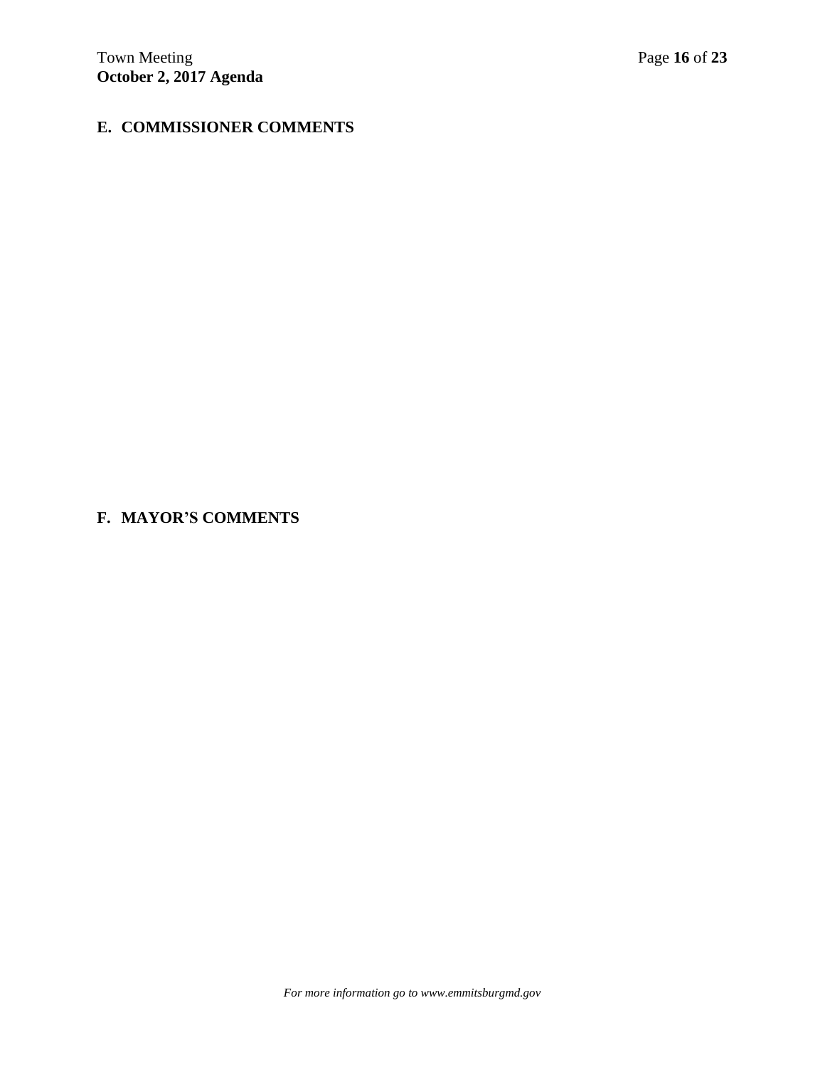## E. COMMISSIONER COMMENTS

## F. MAYOR'S COMMENTS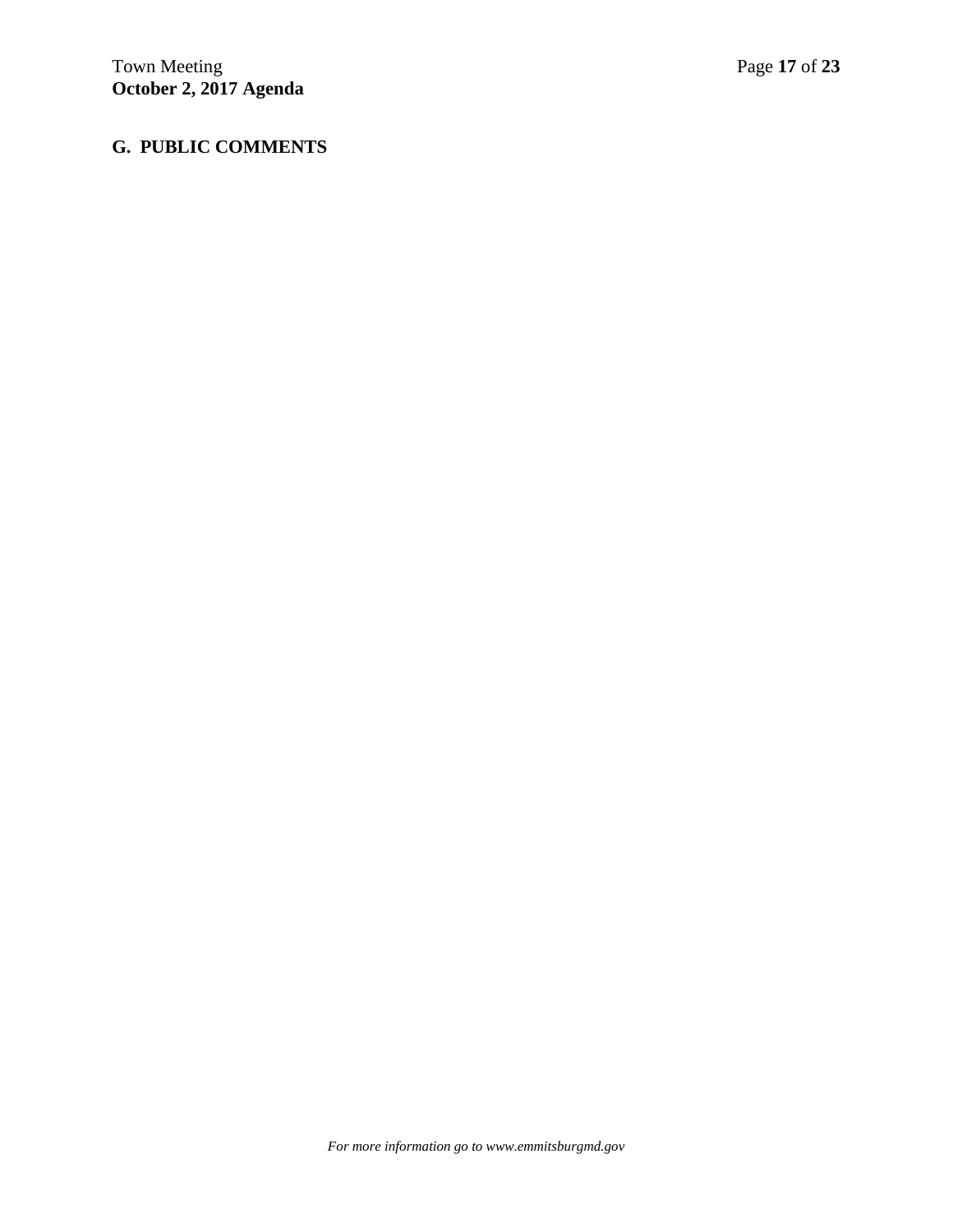## G. PUBLIC COMMENTS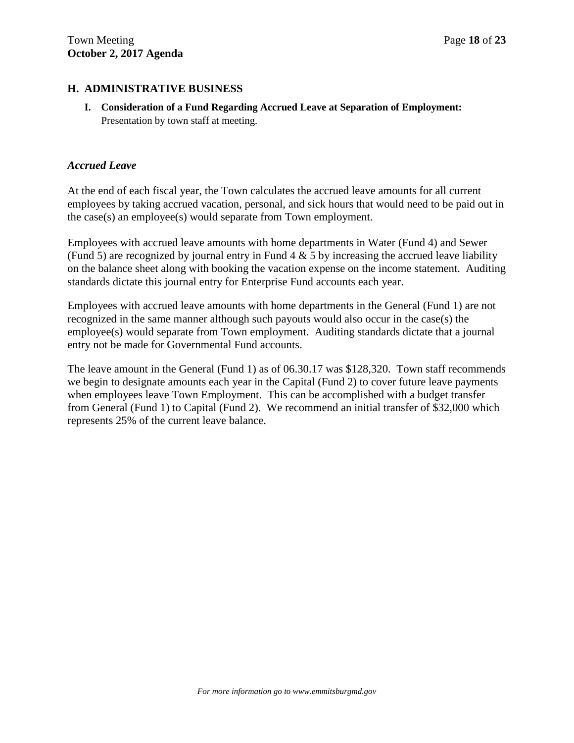## H. ADMINISTRATIVE BUSINESS

**I. Consideration of a Fund Regarding Accrued Leave at Separation of Employment:** Presentation by town staff at meeting.

***Accrued Leave***

At the end of each fiscal year, the Town calculates the accrued leave amounts for all current employees by taking accrued vacation, personal, and sick hours that would need to be paid out in the case(s) an employee(s) would separate from Town employment.

Employees with accrued leave amounts with home departments in Water (Fund 4) and Sewer (Fund 5) are recognized by journal entry in Fund 4 & 5 by increasing the accrued leave liability on the balance sheet along with booking the vacation expense on the income statement. Auditing standards dictate this journal entry for Enterprise Fund accounts each year.

Employees with accrued leave amounts with home departments in the General (Fund 1) are not recognized in the same manner although such payouts would also occur in the case(s) the employee(s) would separate from Town employment. Auditing standards dictate that a journal entry not be made for Governmental Fund accounts.

The leave amount in the General (Fund 1) as of 06.30.17 was $128,320. Town staff recommends we begin to designate amounts each year in the Capital (Fund 2) to cover future leave payments when employees leave Town Employment. This can be accomplished with a budget transfer from General (Fund 1) to Capital (Fund 2). We recommend an initial transfer of $32,000 which represents 25% of the current leave balance.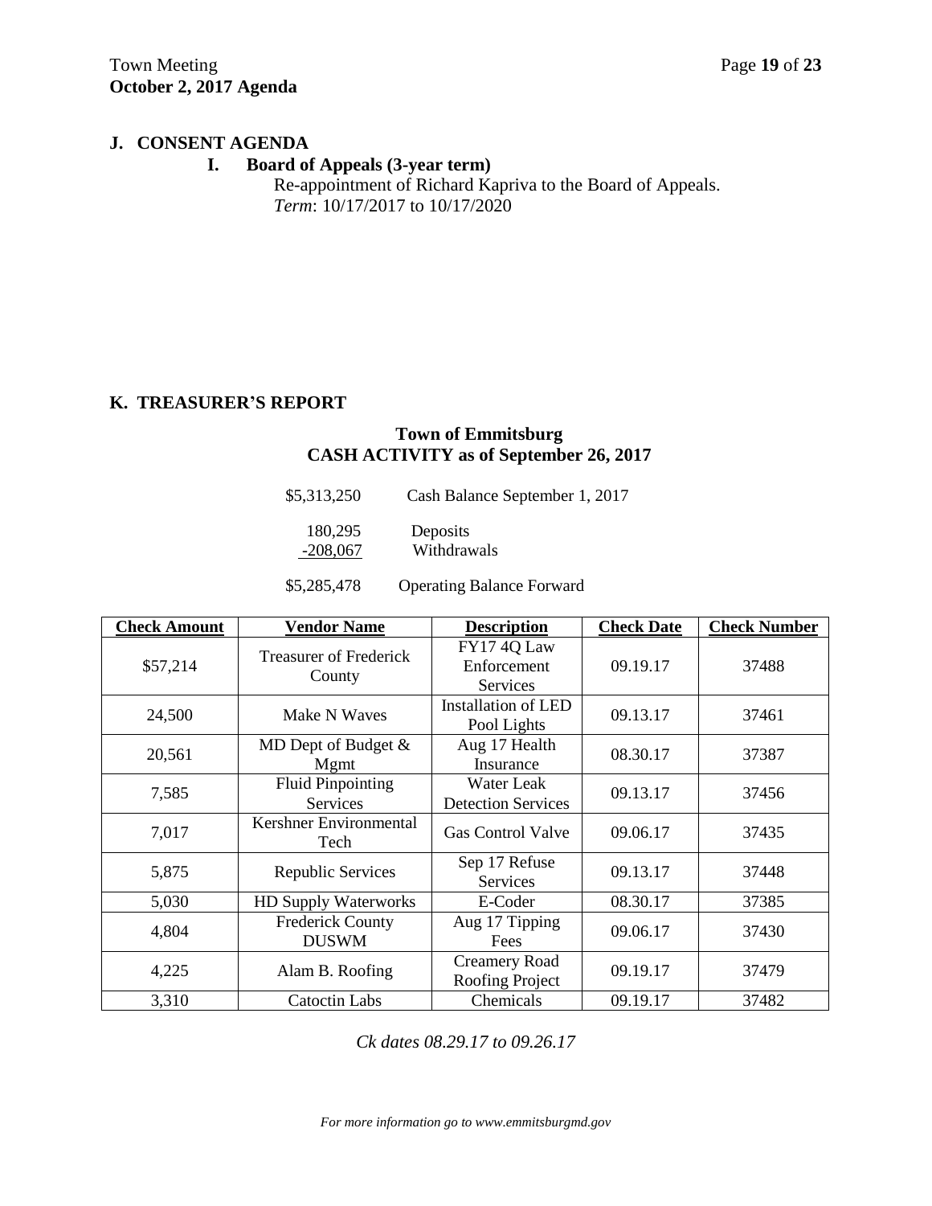## J. CONSENT AGENDA

### I. Board of Appeals (3-year term)

Re-appointment of Richard Kapriva to the Board of Appeals.
*Term*: 10/17/2017 to 10/17/2020

## K. TREASURER'S REPORT

### Town of Emmitsburg
### CASH ACTIVITY as of September 26, 2017

| | |
|---|---|
| \$5,313,250 | Cash Balance September 1, 2017 |
| 180,295 | Deposits |
| -208,067 | Withdrawals |
| \$5,285,478 | Operating Balance Forward |

| Check Amount | Vendor Name | Description | Check Date | Check Number |
|---|---|---|---|---|
| \$57,214 | Treasurer of Frederick County | FY17 4Q Law Enforcement Services | 09.19.17 | 37488 |
| 24,500 | Make N Waves | Installation of LED Pool Lights | 09.13.17 | 37461 |
| 20,561 | MD Dept of Budget & Mgmt | Aug 17 Health Insurance | 08.30.17 | 37387 |
| 7,585 | Fluid Pinpointing Services | Water Leak Detection Services | 09.13.17 | 37456 |
| 7,017 | Kershner Environmental Tech | Gas Control Valve | 09.06.17 | 37435 |
| 5,875 | Republic Services | Sep 17 Refuse Services | 09.13.17 | 37448 |
| 5,030 | HD Supply Waterworks | E-Coder | 08.30.17 | 37385 |
| 4,804 | Frederick County DUSWM | Aug 17 Tipping Fees | 09.06.17 | 37430 |
| 4,225 | Alam B. Roofing | Creamery Road Roofing Project | 09.19.17 | 37479 |
| 3,310 | Catoctin Labs | Chemicals | 09.19.17 | 37482 |

*Ck dates 08.29.17 to 09.26.17*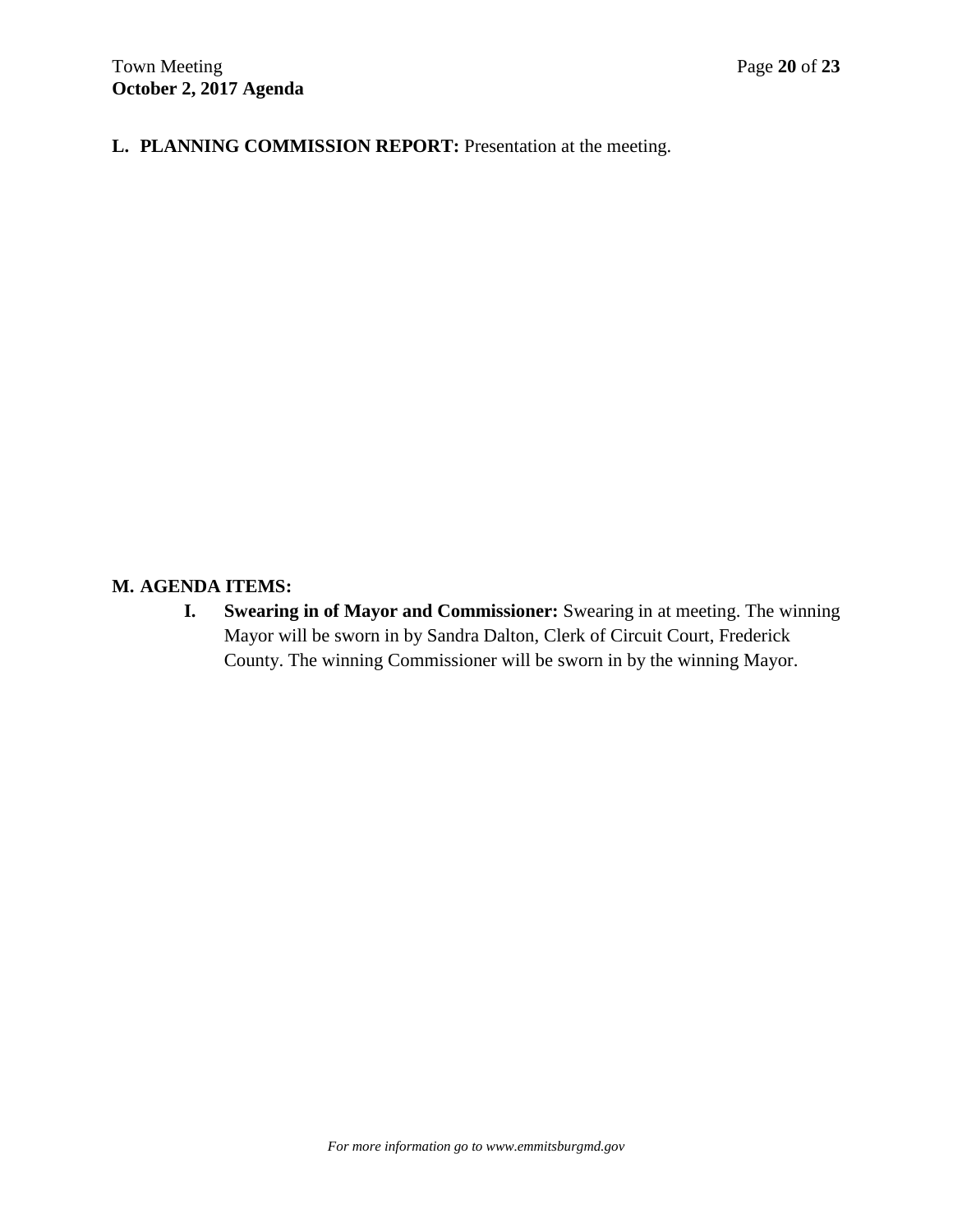**L. PLANNING COMMISSION REPORT:** Presentation at the meeting.

**M. AGENDA ITEMS:**

**I. Swearing in of Mayor and Commissioner:** Swearing in at meeting. The winning Mayor will be sworn in by Sandra Dalton, Clerk of Circuit Court, Frederick County. The winning Commissioner will be sworn in by the winning Mayor.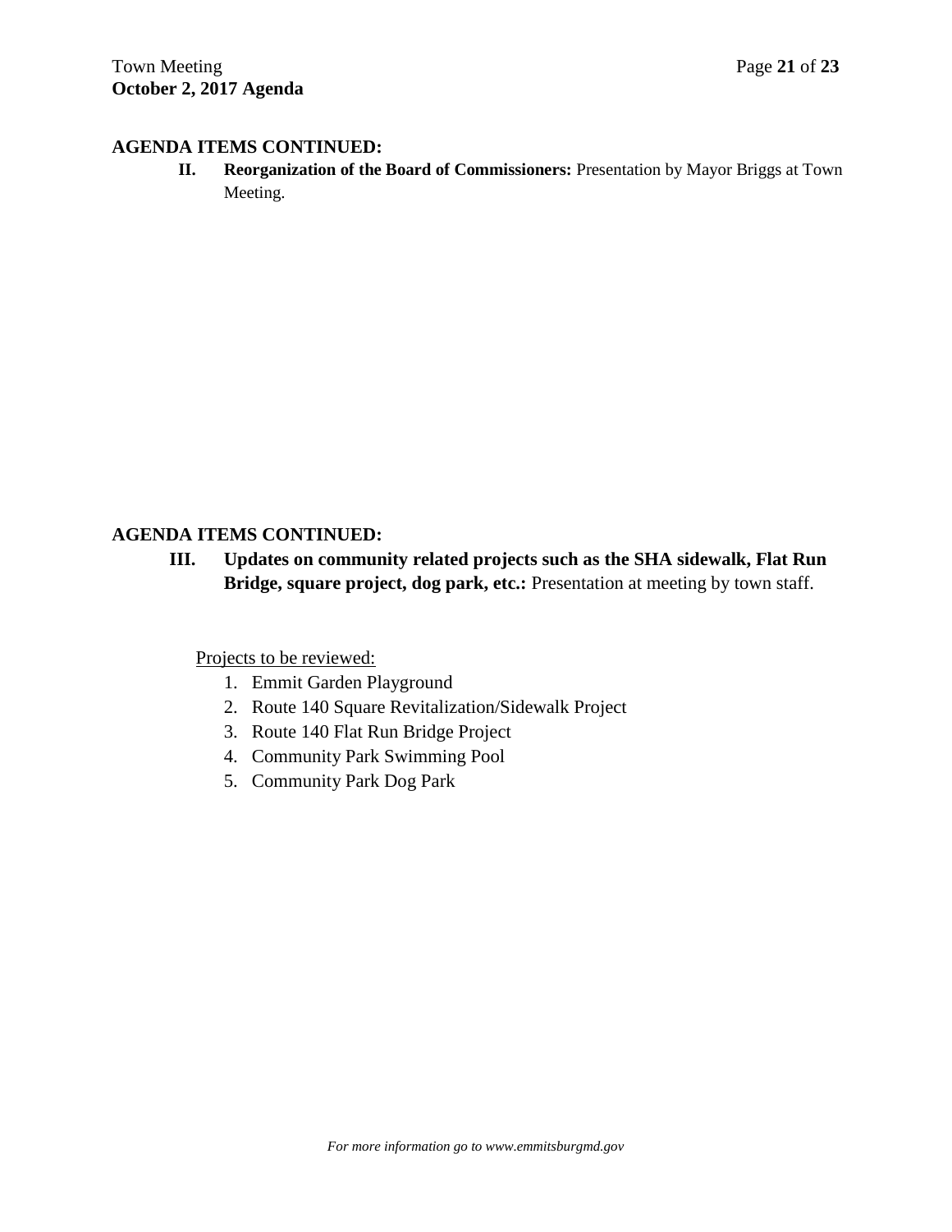## AGENDA ITEMS CONTINUED:

**II. Reorganization of the Board of Commissioners:** Presentation by Mayor Briggs at Town Meeting.

## AGENDA ITEMS CONTINUED:

**III. Updates on community related projects such as the SHA sidewalk, Flat Run Bridge, square project, dog park, etc.:** Presentation at meeting by town staff.

Projects to be reviewed:

1. Emmit Garden Playground
2. Route 140 Square Revitalization/Sidewalk Project
3. Route 140 Flat Run Bridge Project
4. Community Park Swimming Pool
5. Community Park Dog Park

*For more information go to www.emmitsburgmd.gov*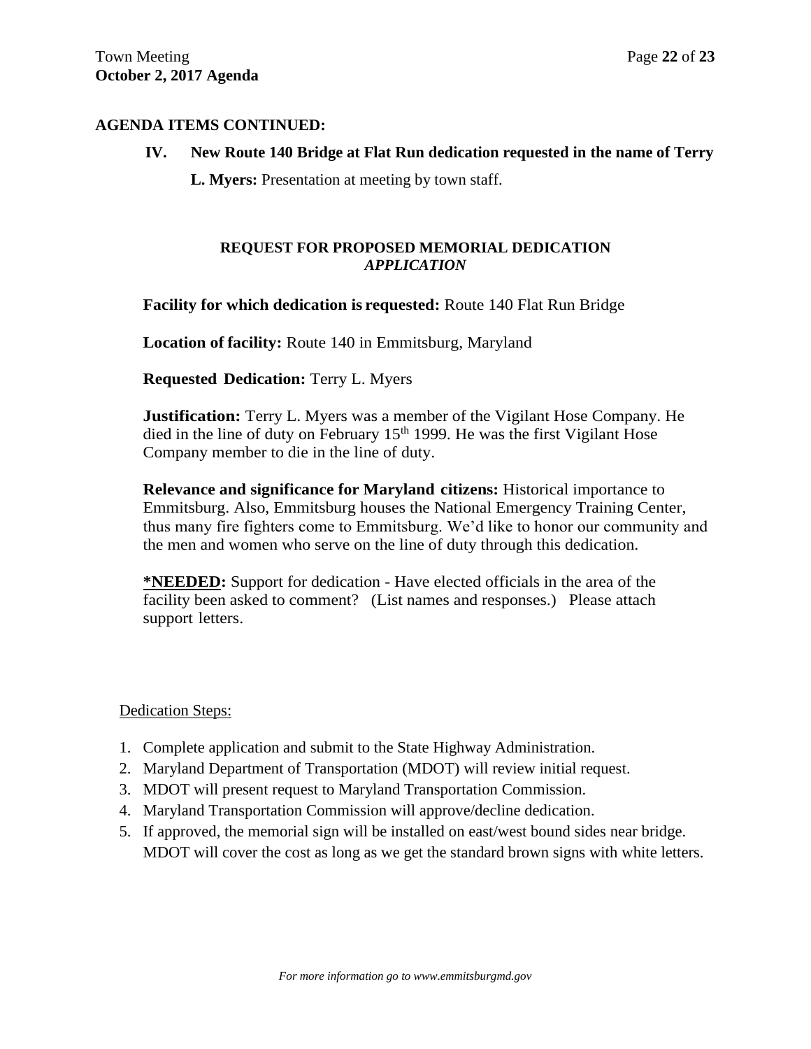**AGENDA ITEMS CONTINUED:**

**IV. New Route 140 Bridge at Flat Run dedication requested in the name of Terry L. Myers:** Presentation at meeting by town staff.

### REQUEST FOR PROPOSED MEMORIAL DEDICATION
### *APPLICATION*

**Facility for which dedication is requested:** Route 140 Flat Run Bridge

**Location of facility:** Route 140 in Emmitsburg, Maryland

**Requested Dedication:** Terry L. Myers

**Justification:** Terry L. Myers was a member of the Vigilant Hose Company. He died in the line of duty on February 15th 1999. He was the first Vigilant Hose Company member to die in the line of duty.

**Relevance and significance for Maryland citizens:** Historical importance to Emmitsburg. Also, Emmitsburg houses the National Emergency Training Center, thus many fire fighters come to Emmitsburg. We'd like to honor our community and the men and women who serve on the line of duty through this dedication.

**<u>*NEEDED</u>:** Support for dedication - Have elected officials in the area of the facility been asked to comment? (List names and responses.) Please attach support letters.

<u>Dedication Steps:</u>

1. Complete application and submit to the State Highway Administration.
2. Maryland Department of Transportation (MDOT) will review initial request.
3. MDOT will present request to Maryland Transportation Commission.
4. Maryland Transportation Commission will approve/decline dedication.
5. If approved, the memorial sign will be installed on east/west bound sides near bridge. MDOT will cover the cost as long as we get the standard brown signs with white letters.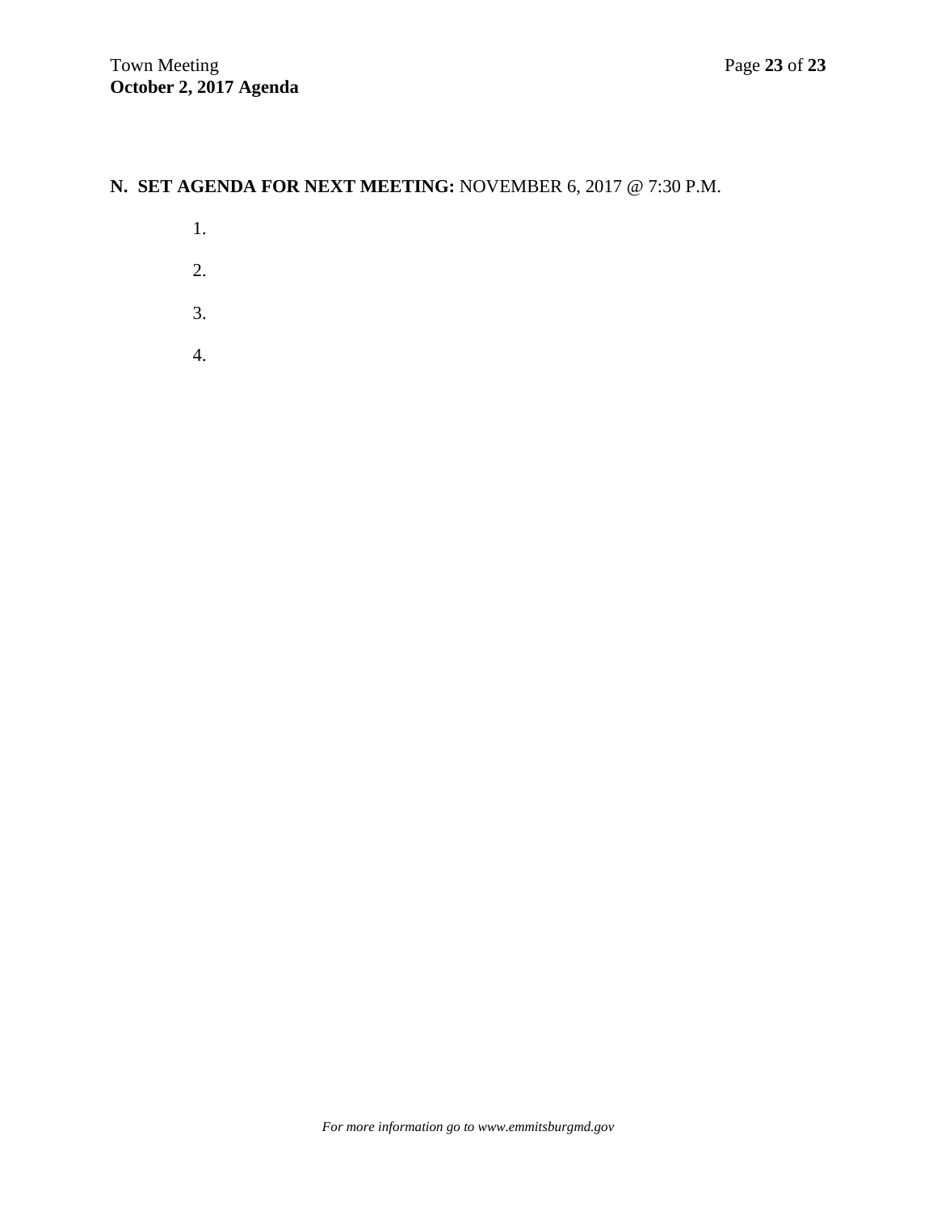**N. SET AGENDA FOR NEXT MEETING:** NOVEMBER 6, 2017 @ 7:30 P.M.

1.

2.

3.

4.